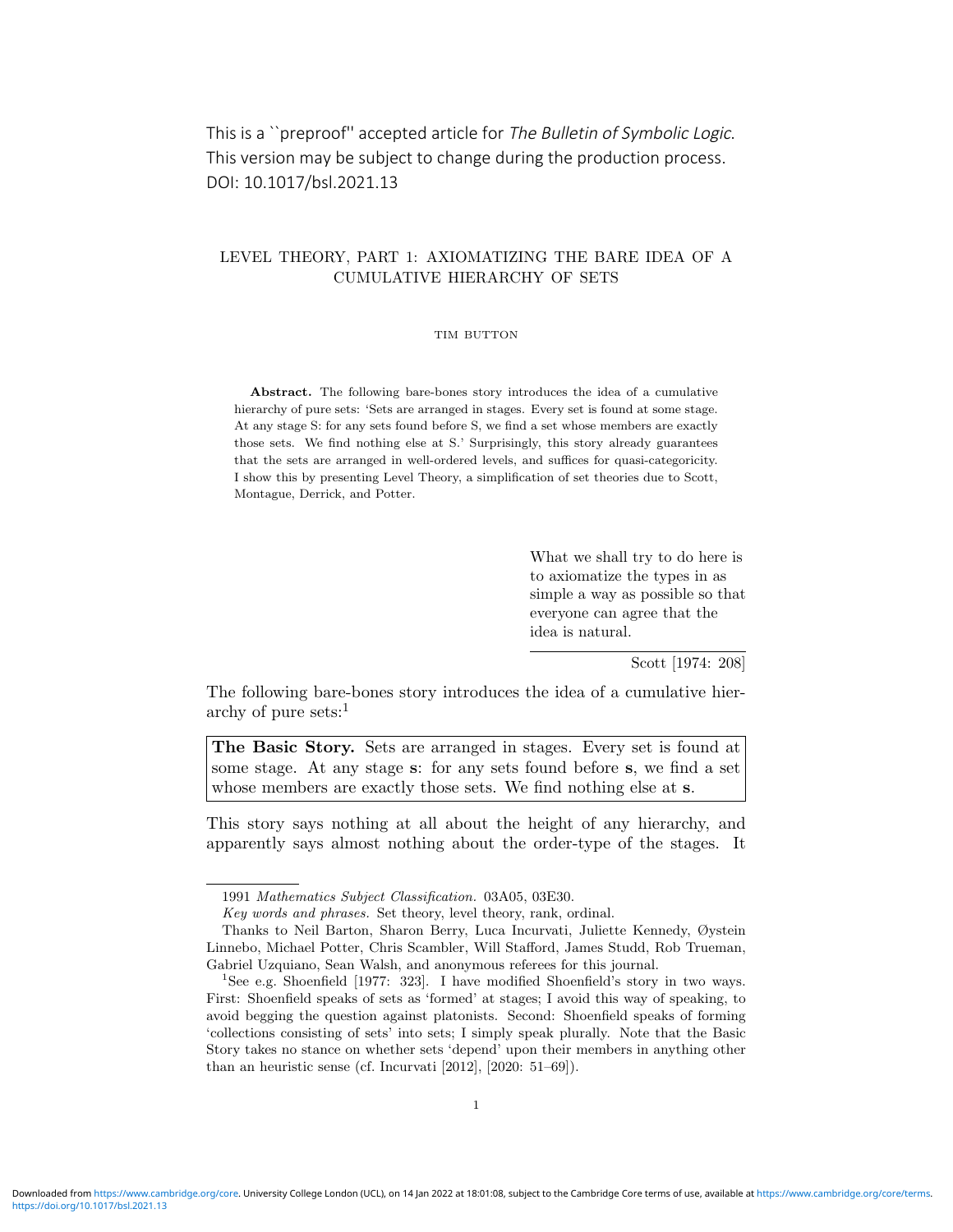This is a ``preproof'' accepted article for *The Bulletin of Symbolic Logic*. This version may be subject to change during the production process. DOI: 10.1017/bsl.2021.13

# LEVEL THEORY, PART 1: AXIOMATIZING THE BARE IDEA OF A CUMULATIVE HIERARCHY OF SETS

TIM BUTTON

**Abstract.** The following bare-bones story introduces the idea of a cumulative hierarchy of pure sets: 'Sets are arranged in stages. Every set is found at some stage. At any stage S: for any sets found before S, we find a set whose members are exactly those sets. We find nothing else at S.' Surprisingly, this story already guarantees that the sets are arranged in well-ordered levels, and suffices for quasi-categoricity. I show this by presenting Level Theory, a simplification of set theories due to Scott, Montague, Derrick, and Potter.

> What we shall try to do here is to axiomatize the types in as simple a way as possible so that everyone can agree that the idea is natural.
>
> Scott [1974: 208]

The following bare-bones story introduces the idea of a cumulative hierarchy of pure sets:[1]

> **The Basic Story.** Sets are arranged in stages. Every set is found at some stage. At any stage **s**: for any sets found before **s**, we find a set whose members are exactly those sets. We find nothing else at **s**.

This story says nothing at all about the height of any hierarchy, and apparently says almost nothing about the order-type of the stages. It

---

1991 *Mathematics Subject Classification.* 03A05, 03E30.

*Key words and phrases.* Set theory, level theory, rank, ordinal.

Thanks to Neil Barton, Sharon Berry, Luca Incurvati, Juliette Kennedy, Øystein Linnebo, Michael Potter, Chris Scambler, Will Stafford, James Studd, Rob Trueman, Gabriel Uzquiano, Sean Walsh, and anonymous referees for this journal.

[1] See e.g. Shoenfield [1977: 323]. I have modified Shoenfield's story in two ways. First: Shoenfield speaks of sets as 'formed' at stages; I avoid this way of speaking, to avoid begging the question against platonists. Second: Shoenfield speaks of forming 'collections consisting of sets' into sets; I simply speak plurally. Note that the Basic Story takes no stance on whether sets 'depend' upon their members in anything other than an heuristic sense (cf. Incurvati [2012], [2020: 51–69]).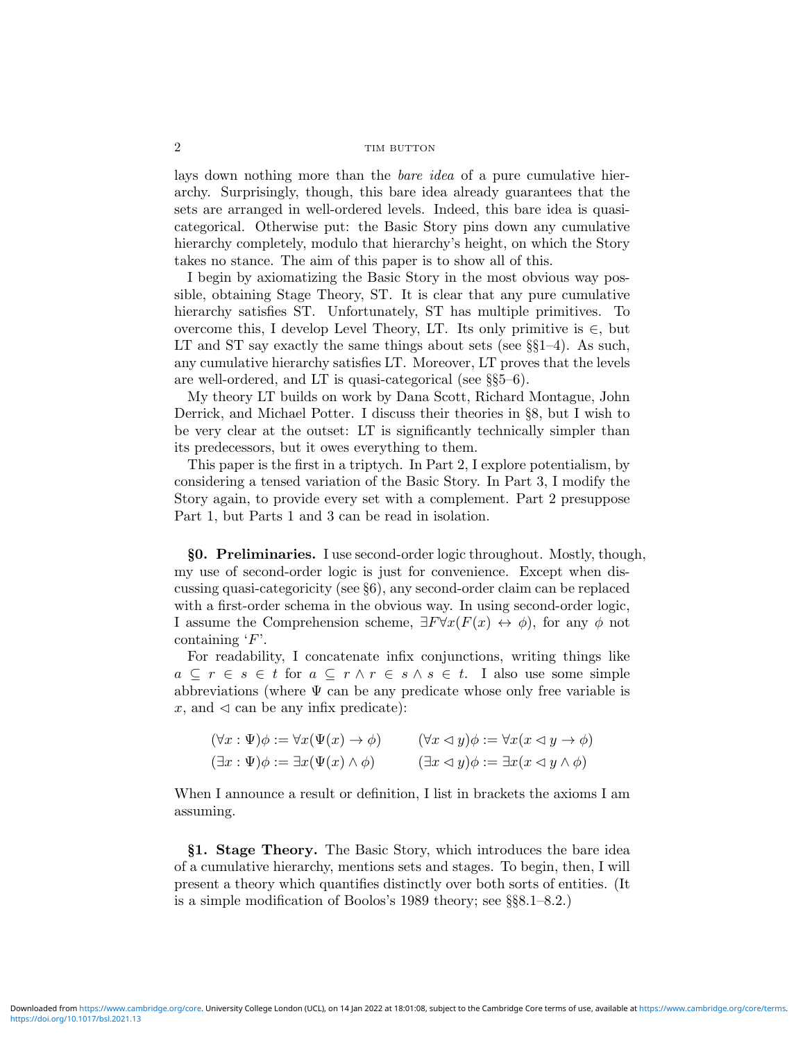lays down nothing more than the *bare idea* of a pure cumulative hierarchy. Surprisingly, though, this bare idea already guarantees that the sets are arranged in well-ordered levels. Indeed, this bare idea is quasi-categorical. Otherwise put: the Basic Story pins down any cumulative hierarchy completely, modulo that hierarchy's height, on which the Story takes no stance. The aim of this paper is to show all of this.

I begin by axiomatizing the Basic Story in the most obvious way possible, obtaining Stage Theory, ST. It is clear that any pure cumulative hierarchy satisfies ST. Unfortunately, ST has multiple primitives. To overcome this, I develop Level Theory, LT. Its only primitive is $\in$, but LT and ST say exactly the same things about sets (see §§1–4). As such, any cumulative hierarchy satisfies LT. Moreover, LT proves that the levels are well-ordered, and LT is quasi-categorical (see §§5–6).

My theory LT builds on work by Dana Scott, Richard Montague, John Derrick, and Michael Potter. I discuss their theories in §8, but I wish to be very clear at the outset: LT is significantly technically simpler than its predecessors, but it owes everything to them.

This paper is the first in a triptych. In Part 2, I explore potentialism, by considering a tensed variation of the Basic Story. In Part 3, I modify the Story again, to provide every set with a complement. Part 2 presuppose Part 1, but Parts 1 and 3 can be read in isolation.

**§0. Preliminaries.** I use second-order logic throughout. Mostly, though, my use of second-order logic is just for convenience. Except when discussing quasi-categoricity (see §6), any second-order claim can be replaced with a first-order schema in the obvious way. In using second-order logic, I assume the Comprehension scheme, $\exists F \forall x(F(x) \leftrightarrow \phi)$, for any $\phi$ not containing '$F$'.

For readability, I concatenate infix conjunctions, writing things like $a \subseteq r \in s \in t$ for $a \subseteq r \wedge r \in s \wedge s \in t$. I also use some simple abbreviations (where $\Psi$ can be any predicate whose only free variable is $x$, and $\lhd$ can be any infix predicate):

$$(\forall x : \Psi)\phi := \forall x(\Psi(x) \rightarrow \phi) \qquad (\forall x \lhd y)\phi := \forall x(x \lhd y \rightarrow \phi)$$
$$(\exists x : \Psi)\phi := \exists x(\Psi(x) \wedge \phi) \qquad (\exists x \lhd y)\phi := \exists x(x \lhd y \wedge \phi)$$

When I announce a result or definition, I list in brackets the axioms I am assuming.

**§1. Stage Theory.** The Basic Story, which introduces the bare idea of a cumulative hierarchy, mentions sets and stages. To begin, then, I will present a theory which quantifies distinctly over both sorts of entities. (It is a simple modification of Boolos's 1989 theory; see §§8.1–8.2.)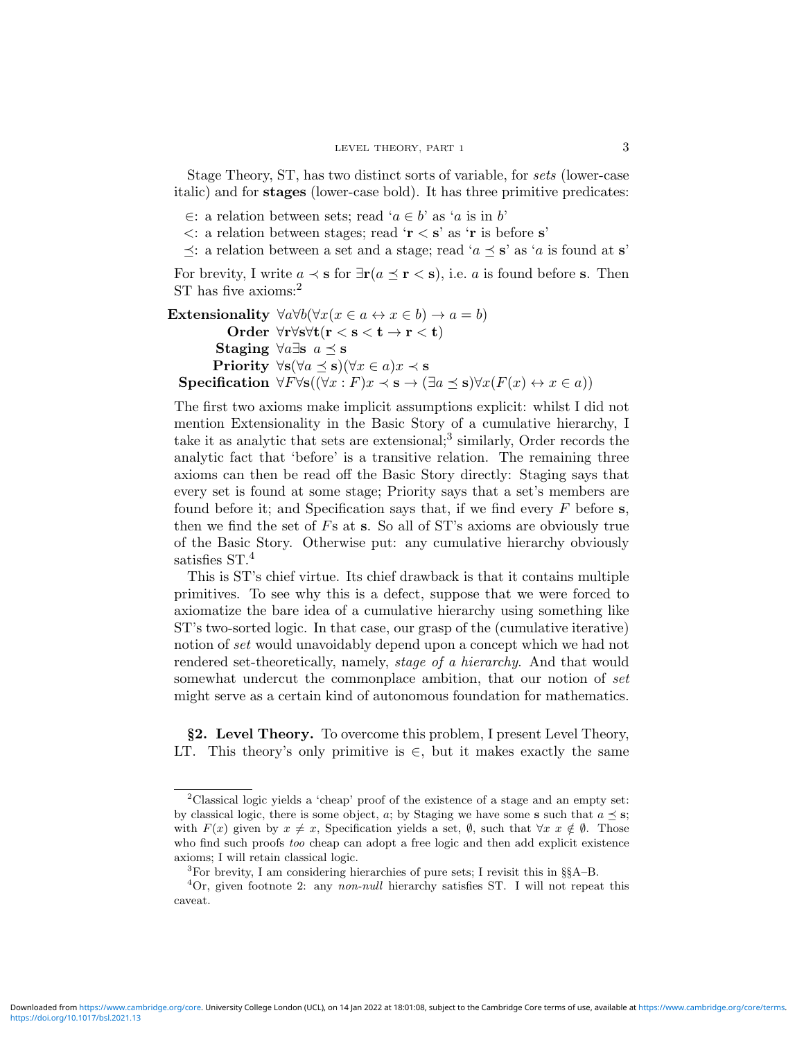Stage Theory, ST, has two distinct sorts of variable, for *sets* (lower-case italic) and for **stages** (lower-case bold). It has three primitive predicates:

- $\in$: a relation between sets; read '$a \in b$' as '$a$ is in $b$'
- $<$: a relation between stages; read '$\mathbf{r} < \mathbf{s}$' as '$\mathbf{r}$ is before $\mathbf{s}$'
- $\preceq$: a relation between a set and a stage; read '$a \preceq \mathbf{s}$' as '$a$ is found at $\mathbf{s}$'

For brevity, I write $a \prec \mathbf{s}$ for $\exists \mathbf{r}(a \preceq \mathbf{r} < \mathbf{s})$, i.e. $a$ is found before $\mathbf{s}$. Then ST has five axioms:[2]

**Extensionality** $\forall a \forall b(\forall x(x \in a \leftrightarrow x \in b) \rightarrow a = b)$

**Order** $\forall \mathbf{r} \forall \mathbf{s} \forall \mathbf{t}(\mathbf{r} < \mathbf{s} < \mathbf{t} \rightarrow \mathbf{r} < \mathbf{t})$

**Staging** $\forall a \exists \mathbf{s}\ a \preceq \mathbf{s}$

**Priority** $\forall \mathbf{s}(\forall a \preceq \mathbf{s})(\forall x \in a) x \prec \mathbf{s}$

**Specification** $\forall F \forall \mathbf{s}((\forall x : F)x \prec \mathbf{s} \rightarrow (\exists a \preceq \mathbf{s})\forall x(F(x) \leftrightarrow x \in a))$

The first two axioms make implicit assumptions explicit: whilst I did not mention Extensionality in the Basic Story of a cumulative hierarchy, I take it as analytic that sets are extensional;[3] similarly, Order records the analytic fact that 'before' is a transitive relation. The remaining three axioms can then be read off the Basic Story directly: Staging says that every set is found at some stage; Priority says that a set's members are found before it; and Specification says that, if we find every $F$ before $\mathbf{s}$, then we find the set of $F$s at $\mathbf{s}$. So all of ST's axioms are obviously true of the Basic Story. Otherwise put: any cumulative hierarchy obviously satisfies ST.[4]

This is ST's chief virtue. Its chief drawback is that it contains multiple primitives. To see why this is a defect, suppose that we were forced to axiomatize the bare idea of a cumulative hierarchy using something like ST's two-sorted logic. In that case, our grasp of the (cumulative iterative) notion of *set* would unavoidably depend upon a concept which we had not rendered set-theoretically, namely, *stage of a hierarchy*. And that would somewhat undercut the commonplace ambition, that our notion of *set* might serve as a certain kind of autonomous foundation for mathematics.

**§2. Level Theory.** To overcome this problem, I present Level Theory, LT. This theory's only primitive is $\in$, but it makes exactly the same

[2] Classical logic yields a 'cheap' proof of the existence of a stage and an empty set: by classical logic, there is some object, $a$; by Staging we have some $\mathbf{s}$ such that $a \preceq \mathbf{s}$; with $F(x)$ given by $x \neq x$, Specification yields a set, $\emptyset$, such that $\forall x\ x \notin \emptyset$. Those who find such proofs *too* cheap can adopt a free logic and then add explicit existence axioms; I will retain classical logic.

[3] For brevity, I am considering hierarchies of pure sets; I revisit this in §§A–B.

[4] Or, given footnote 2: any *non-null* hierarchy satisfies ST. I will not repeat this caveat.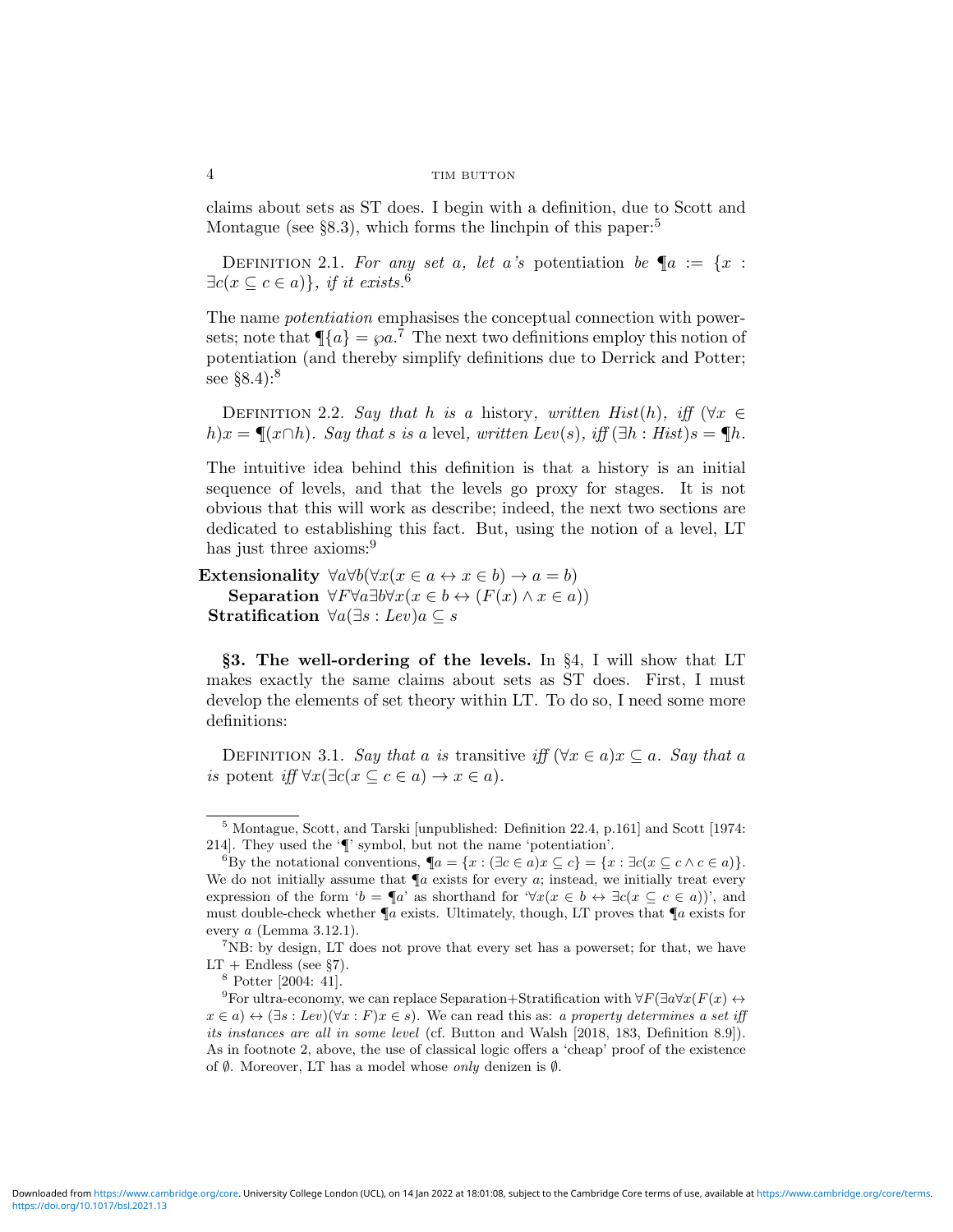claims about sets as ST does. I begin with a definition, due to Scott and Montague (see §8.3), which forms the linchpin of this paper:[5]

Definition 2.1. *For any set $a$, let $a$'s* potentiation *be* $\P a := \{x : \exists c(x \subseteq c \in a)\}$*, if it exists.*[6]

The name *potentiation* emphasises the conceptual connection with powersets; note that $\P\{a\} = \wp a$.[7] The next two definitions employ this notion of potentiation (and thereby simplify definitions due to Derrick and Potter; see §8.4):[8]

Definition 2.2. *Say that $h$ is a* history*, written $Hist(h)$, iff $(\forall x \in h)x = \P(x \cap h)$. Say that $s$ is a* level*, written $Lev(s)$, iff $(\exists h : Hist)s = \P h$.*

The intuitive idea behind this definition is that a history is an initial sequence of levels, and that the levels go proxy for stages. It is not obvious that this will work as describe; indeed, the next two sections are dedicated to establishing this fact. But, using the notion of a level, LT has just three axioms:[9]

**Extensionality** $\forall a \forall b(\forall x(x \in a \leftrightarrow x \in b) \rightarrow a = b)$
**Separation** $\forall F \forall a \exists b \forall x(x \in b \leftrightarrow (F(x) \wedge x \in a))$
**Stratification** $\forall a(\exists s : Lev)a \subseteq s$

## §3. The well-ordering of the levels.

In §4, I will show that LT makes exactly the same claims about sets as ST does. First, I must develop the elements of set theory within LT. To do so, I need some more definitions:

Definition 3.1. *Say that $a$ is* transitive *iff $(\forall x \in a)x \subseteq a$. Say that $a$ is* potent *iff $\forall x(\exists c(x \subseteq c \in a) \rightarrow x \in a)$.*

---

[5] Montague, Scott, and Tarski [unpublished: Definition 22.4, p.161] and Scott [1974: 214]. They used the '¶' symbol, but not the name 'potentiation'.

[6] By the notational conventions, $\P a = \{x : (\exists c \in a)x \subseteq c\} = \{x : \exists c(x \subseteq c \wedge c \in a)\}$. We do not initially assume that $\P a$ exists for every $a$; instead, we initially treat every expression of the form '$b = \P a$' as shorthand for '$\forall x(x \in b \leftrightarrow \exists c(x \subseteq c \in a))$', and must double-check whether $\P a$ exists. Ultimately, though, LT proves that $\P a$ exists for every $a$ (Lemma 3.12.1).

[7] NB: by design, LT does not prove that every set has a powerset; for that, we have LT + Endless (see §7).

[8] Potter [2004: 41].

[9] For ultra-economy, we can replace Separation+Stratification with $\forall F(\exists a \forall x(F(x) \leftrightarrow x \in a) \leftrightarrow (\exists s : Lev)(\forall x : F)x \in s)$. We can read this as: *a property determines a set iff its instances are all in some level* (cf. Button and Walsh [2018, 183, Definition 8.9]). As in footnote 2, above, the use of classical logic offers a 'cheap' proof of the existence of $\emptyset$. Moreover, LT has a model whose *only* denizen is $\emptyset$.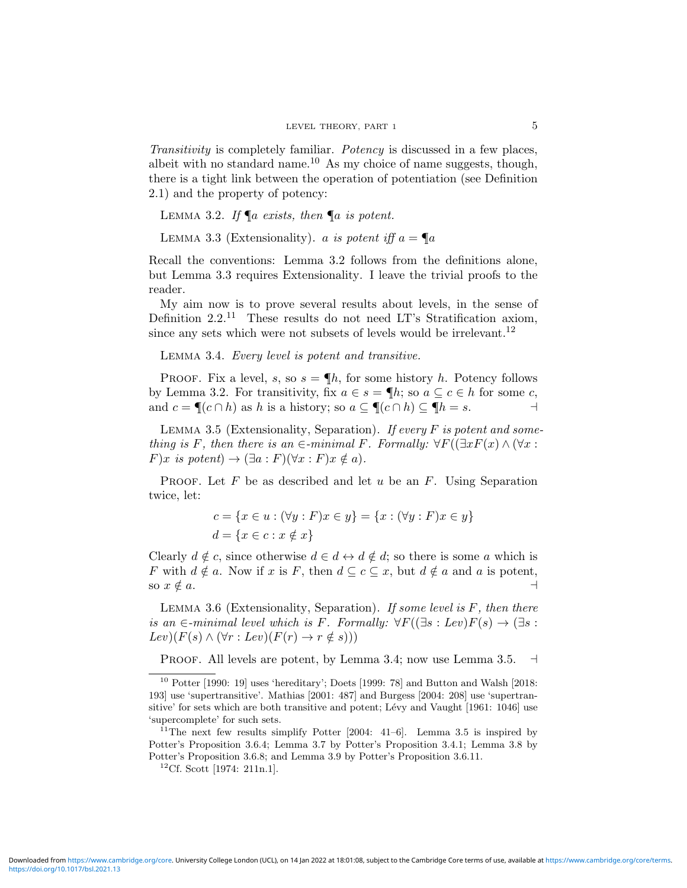*Transitivity* is completely familiar. *Potency* is discussed in a few places, albeit with no standard name.[10] As my choice of name suggests, though, there is a tight link between the operation of potentiation (see Definition 2.1) and the property of potency:

Lemma 3.2. *If* $\P a$ *exists, then* $\P a$ *is potent.*

Lemma 3.3 (Extensionality). *$a$ is potent iff $a = \P a$*

Recall the conventions: Lemma 3.2 follows from the definitions alone, but Lemma 3.3 requires Extensionality. I leave the trivial proofs to the reader.

My aim now is to prove several results about levels, in the sense of Definition 2.2.[11] These results do not need LT's Stratification axiom, since any sets which were not subsets of levels would be irrelevant.[12]

Lemma 3.4. *Every level is potent and transitive.*

Proof. Fix a level, $s$, so $s = \P h$, for some history $h$. Potency follows by Lemma 3.2. For transitivity, fix $a \in s = \P h$; so $a \subseteq c \in h$ for some $c$, and $c = \P(c \cap h)$ as $h$ is a history; so $a \subseteq \P(c \cap h) \subseteq \P h = s$. ⊣

Lemma 3.5 (Extensionality, Separation). *If every $F$ is potent and something is $F$, then there is an $\in$-minimal $F$. Formally:* $\forall F((\exists x F(x) \land (\forall x : F)x \text{ is potent}) \to (\exists a : F)(\forall x : F)x \notin a)$.

Proof. Let $F$ be as described and let $u$ be an $F$. Using Separation twice, let:

$$c = \{x \in u : (\forall y : F)x \in y\} = \{x : (\forall y : F)x \in y\}$$
$$d = \{x \in c : x \notin x\}$$

Clearly $d \notin c$, since otherwise $d \in d \leftrightarrow d \notin d$; so there is some $a$ which is $F$ with $d \notin a$. Now if $x$ is $F$, then $d \subseteq c \subseteq x$, but $d \notin a$ and $a$ is potent, so $x \notin a$. ⊣

Lemma 3.6 (Extensionality, Separation). *If some level is $F$, then there is an $\in$-minimal level which is $F$. Formally:* $\forall F((\exists s : Lev)F(s) \to (\exists s : Lev)(F(s) \land (\forall r : Lev)(F(r) \to r \notin s)))$

Proof. All levels are potent, by Lemma 3.4; now use Lemma 3.5. ⊣

---

[10] Potter [1990: 19] uses 'hereditary'; Doets [1999: 78] and Button and Walsh [2018: 193] use 'supertransitive'. Mathias [2001: 487] and Burgess [2004: 208] use 'supertransitive' for sets which are both transitive and potent; Lévy and Vaught [1961: 1046] use 'supercomplete' for such sets.

[11] The next few results simplify Potter [2004: 41–6]. Lemma 3.5 is inspired by Potter's Proposition 3.6.4; Lemma 3.7 by Potter's Proposition 3.4.1; Lemma 3.8 by Potter's Proposition 3.6.8; and Lemma 3.9 by Potter's Proposition 3.6.11.

[12] Cf. Scott [1974: 211n.1].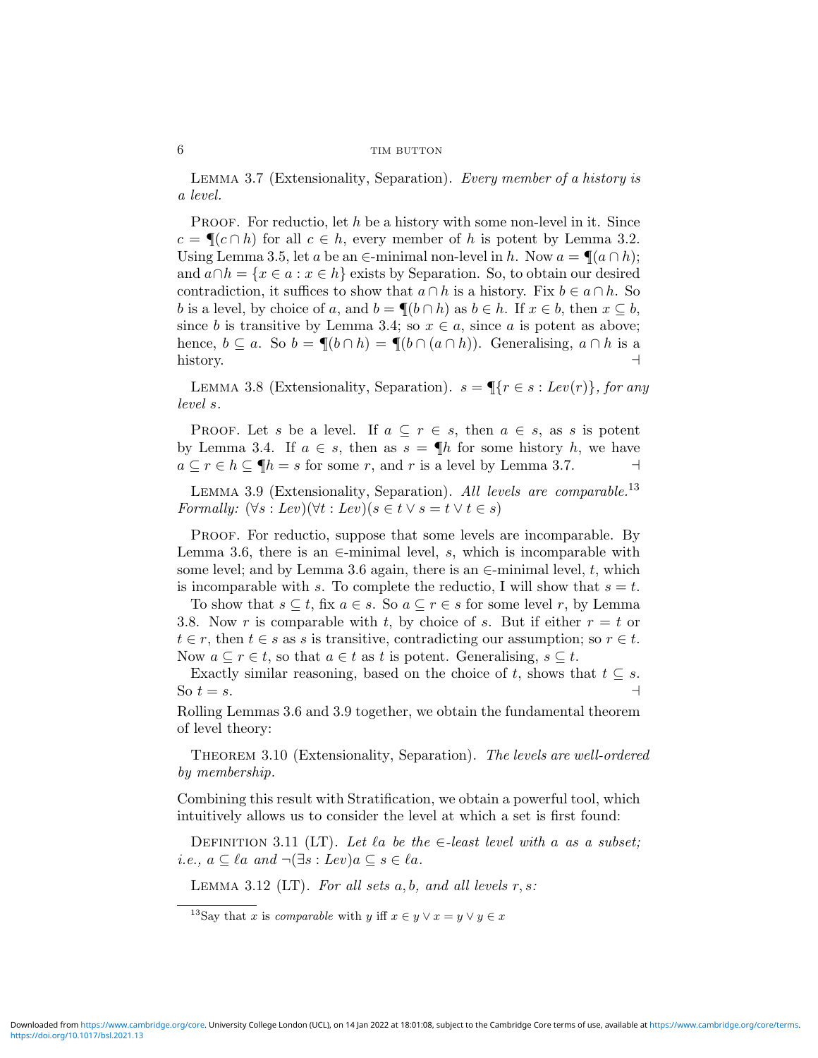Lemma 3.7 (Extensionality, Separation). *Every member of a history is a level.*

Proof. For reductio, let $h$ be a history with some non-level in it. Since $c = \P(c \cap h)$ for all $c \in h$, every member of $h$ is potent by Lemma 3.2. Using Lemma 3.5, let $a$ be an $\in$-minimal non-level in $h$. Now $a = \P(a \cap h)$; and $a \cap h = \{x \in a : x \in h\}$ exists by Separation. So, to obtain our desired contradiction, it suffices to show that $a \cap h$ is a history. Fix $b \in a \cap h$. So $b$ is a level, by choice of $a$, and $b = \P(b \cap h)$ as $b \in h$. If $x \in b$, then $x \subseteq b$, since $b$ is transitive by Lemma 3.4; so $x \in a$, since $a$ is potent as above; hence, $b \subseteq a$. So $b = \P(b \cap h) = \P(b \cap (a \cap h))$. Generalising, $a \cap h$ is a history. ⊣

Lemma 3.8 (Extensionality, Separation). $s = \P\{r \in s : Lev(r)\}$*, for any level* $s$.

Proof. Let $s$ be a level. If $a \subseteq r \in s$, then $a \in s$, as $s$ is potent by Lemma 3.4. If $a \in s$, then as $s = \P h$ for some history $h$, we have $a \subseteq r \in h \subseteq \P h = s$ for some $r$, and $r$ is a level by Lemma 3.7. ⊣

Lemma 3.9 (Extensionality, Separation). *All levels are comparable.*[13] *Formally:* $(\forall s : Lev)(\forall t : Lev)(s \in t \vee s = t \vee t \in s)$

Proof. For reductio, suppose that some levels are incomparable. By Lemma 3.6, there is an $\in$-minimal level, $s$, which is incomparable with some level; and by Lemma 3.6 again, there is an $\in$-minimal level, $t$, which is incomparable with $s$. To complete the reductio, I will show that $s = t$.

To show that $s \subseteq t$, fix $a \in s$. So $a \subseteq r \in s$ for some level $r$, by Lemma 3.8. Now $r$ is comparable with $t$, by choice of $s$. But if either $r = t$ or $t \in r$, then $t \in s$ as $s$ is transitive, contradicting our assumption; so $r \in t$. Now $a \subseteq r \in t$, so that $a \in t$ as $t$ is potent. Generalising, $s \subseteq t$.

Exactly similar reasoning, based on the choice of $t$, shows that $t \subseteq s$. So $t = s$. ⊣

Rolling Lemmas 3.6 and 3.9 together, we obtain the fundamental theorem of level theory:

Theorem 3.10 (Extensionality, Separation). *The levels are well-ordered by membership.*

Combining this result with Stratification, we obtain a powerful tool, which intuitively allows us to consider the level at which a set is first found:

Definition 3.11 (LT). *Let* $\ell a$ *be the* $\in$*-least level with* $a$ *as a subset; i.e.,* $a \subseteq \ell a$ *and* $\neg(\exists s : Lev) a \subseteq s \in \ell a$.

Lemma 3.12 (LT). *For all sets* $a, b$*, and all levels* $r, s$*:*

[13] Say that $x$ is *comparable* with $y$ iff $x \in y \vee x = y \vee y \in x$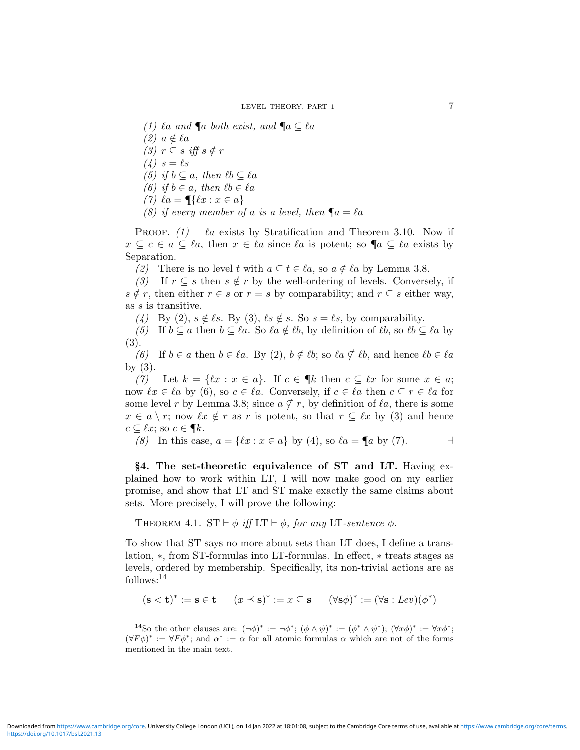*(1)* $\ell a$ *and* $\P a$ *both exist, and* $\P a \subseteq \ell a$

*(2)* $a \notin \ell a$

*(3)* $r \subseteq s$ *iff* $s \notin r$

*(4)* $s = \ell s$

*(5) if* $b \subseteq a$*, then* $\ell b \subseteq \ell a$

*(6) if* $b \in a$*, then* $\ell b \in \ell a$

*(7)* $\ell a = \P\{\ell x : x \in a\}$

*(8) if every member of* $a$ *is a level, then* $\P a = \ell a$

Proof. *(1)* $\ell a$ exists by Stratification and Theorem 3.10. Now if $x \subseteq c \in a \subseteq \ell a$, then $x \in \ell a$ since $\ell a$ is potent; so $\P a \subseteq \ell a$ exists by Separation.

*(2)* There is no level $t$ with $a \subseteq t \in \ell a$, so $a \notin \ell a$ by Lemma 3.8.

*(3)* If $r \subseteq s$ then $s \notin r$ by the well-ordering of levels. Conversely, if $s \notin r$, then either $r \in s$ or $r = s$ by comparability; and $r \subseteq s$ either way, as $s$ is transitive.

*(4)* By (2), $s \notin \ell s$. By (3), $\ell s \notin s$. So $s = \ell s$, by comparability.

*(5)* If $b \subseteq a$ then $b \subseteq \ell a$. So $\ell a \notin \ell b$, by definition of $\ell b$, so $\ell b \subseteq \ell a$ by (3).

*(6)* If $b \in a$ then $b \in \ell a$. By (2), $b \notin \ell b$; so $\ell a \nsubseteq \ell b$, and hence $\ell b \in \ell a$ by (3).

*(7)* Let $k = \{\ell x : x \in a\}$. If $c \in \P k$ then $c \subseteq \ell x$ for some $x \in a$; now $\ell x \in \ell a$ by (6), so $c \in \ell a$. Conversely, if $c \in \ell a$ then $c \subseteq r \in \ell a$ for some level $r$ by Lemma 3.8; since $a \nsubseteq r$, by definition of $\ell a$, there is some $x \in a \setminus r$; now $\ell x \notin r$ as $r$ is potent, so that $r \subseteq \ell x$ by (3) and hence $c \subseteq \ell x$; so $c \in \P k$.

*(8)* In this case, $a = \{\ell x : x \in a\}$ by (4), so $\ell a = \P a$ by (7). $\dashv$

**§4. The set-theoretic equivalence of ST and LT.** Having explained how to work within LT, I will now make good on my earlier promise, and show that LT and ST make exactly the same claims about sets. More precisely, I will prove the following:

Theorem 4.1. *ST* $\vdash \phi$ *iff LT* $\vdash \phi$*, for any LT-sentence* $\phi$*.*

To show that ST says no more about sets than LT does, I define a translation, $*$, from ST-formulas into LT-formulas. In effect, $*$ treats stages as levels, ordered by membership. Specifically, its non-trivial actions are as follows:[14]

$$(\mathbf{s} < \mathbf{t})^* := \mathbf{s} \in \mathbf{t} \qquad (x \preceq \mathbf{s})^* := x \subseteq \mathbf{s} \qquad (\forall \mathbf{s}\phi)^* := (\forall \mathbf{s} : Lev)(\phi^*)$$

[14]So the other clauses are: $(\neg\phi)^* := \neg\phi^*$; $(\phi \wedge \psi)^* := (\phi^* \wedge \psi^*)$; $(\forall x\phi)^* := \forall x\phi^*$; $(\forall F\phi)^* := \forall F\phi^*$; and $\alpha^* := \alpha$ for all atomic formulas $\alpha$ which are not of the forms mentioned in the main text.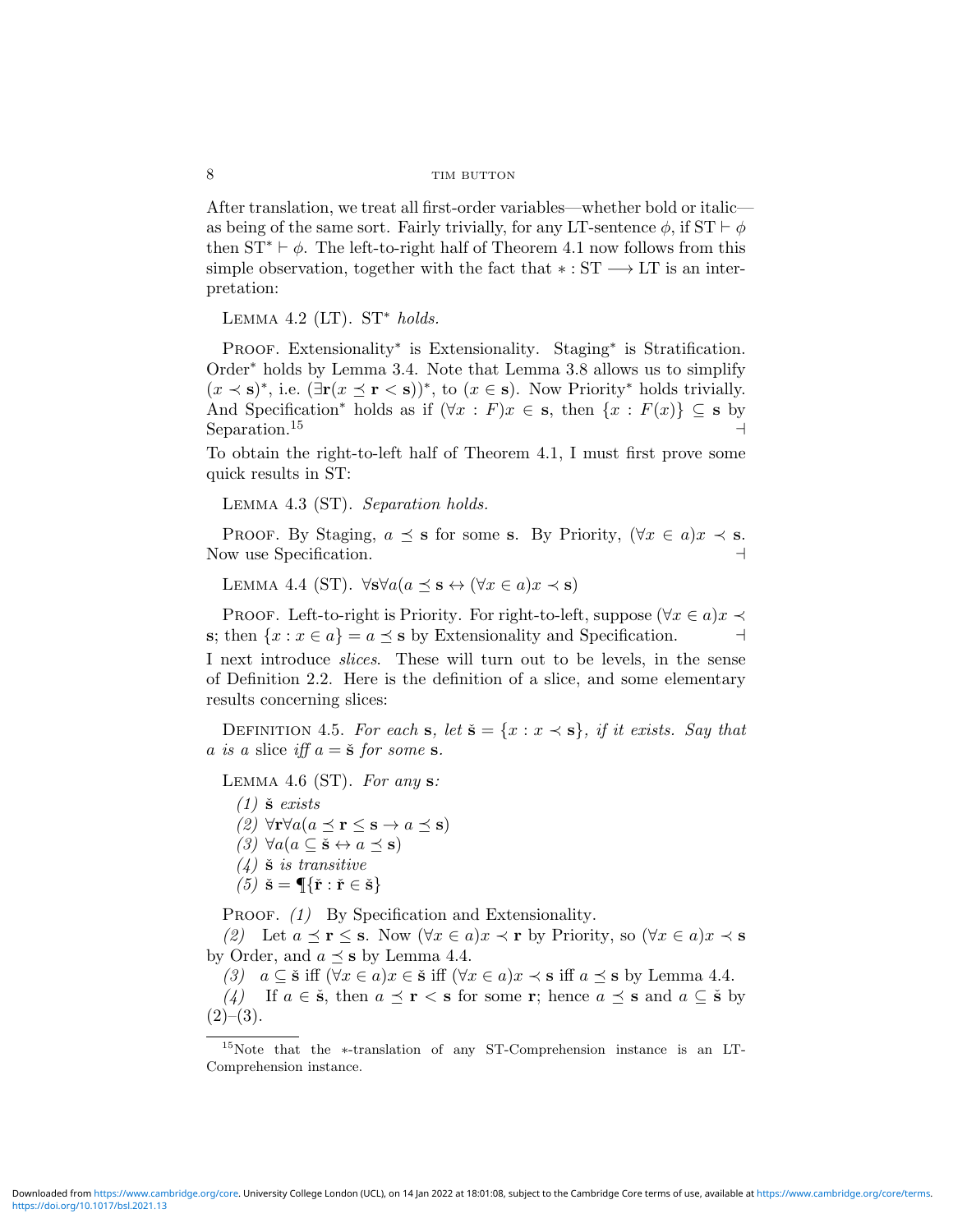After translation, we treat all first-order variables—whether bold or italic—as being of the same sort. Fairly trivially, for any LT-sentence $\phi$, if $\text{ST} \vdash \phi$ then $\text{ST}^* \vdash \phi$. The left-to-right half of Theorem 4.1 now follows from this simple observation, together with the fact that $* : \text{ST} \longrightarrow \text{LT}$ is an interpretation:

LEMMA 4.2 (LT). $\text{ST}^*$ *holds.*

PROOF. Extensionality$^*$ is Extensionality. Staging$^*$ is Stratification. Order$^*$ holds by Lemma 3.4. Note that Lemma 3.8 allows us to simplify $(x \prec \mathbf{s})^*$, i.e. $(\exists \mathbf{r}(x \preceq \mathbf{r} < \mathbf{s}))^*$, to $(x \in \mathbf{s})$. Now Priority$^*$ holds trivially. And Specification$^*$ holds as if $(\forall x : F)x \in \mathbf{s}$, then $\{x : F(x)\} \subseteq \mathbf{s}$ by Separation.[15] $\dashv$

To obtain the right-to-left half of Theorem 4.1, I must first prove some quick results in ST:

LEMMA 4.3 (ST). *Separation holds.*

PROOF. By Staging, $a \preceq \mathbf{s}$ for some $\mathbf{s}$. By Priority, $(\forall x \in a)x \prec \mathbf{s}$. Now use Specification. $\dashv$

LEMMA 4.4 (ST). $\forall \mathbf{s} \forall a(a \preceq \mathbf{s} \leftrightarrow (\forall x \in a)x \prec \mathbf{s})$

PROOF. Left-to-right is Priority. For right-to-left, suppose $(\forall x \in a)x \prec \mathbf{s}$; then $\{x : x \in a\} = a \preceq \mathbf{s}$ by Extensionality and Specification. $\dashv$

I next introduce *slices*. These will turn out to be levels, in the sense of Definition 2.2. Here is the definition of a slice, and some elementary results concerning slices:

DEFINITION 4.5. *For each* $\mathbf{s}$*, let* $\check{\mathbf{s}} = \{x : x \prec \mathbf{s}\}$*, if it exists. Say that* $a$ *is a* slice *iff* $a = \check{\mathbf{s}}$ *for some* $\mathbf{s}$*.*

LEMMA 4.6 (ST). *For any* $\mathbf{s}$*:*

*(1)* $\check{\mathbf{s}}$ *exists*
*(2)* $\forall \mathbf{r} \forall a(a \preceq \mathbf{r} \leq \mathbf{s} \rightarrow a \preceq \mathbf{s})$
*(3)* $\forall a(a \subseteq \check{\mathbf{s}} \leftrightarrow a \preceq \mathbf{s})$
*(4)* $\check{\mathbf{s}}$ *is transitive*
*(5)* $\check{\mathbf{s}} = \P\{\check{\mathbf{r}} : \check{\mathbf{r}} \in \check{\mathbf{s}}\}$

PROOF. *(1)* By Specification and Extensionality.

*(2)* Let $a \preceq \mathbf{r} \leq \mathbf{s}$. Now $(\forall x \in a)x \prec \mathbf{r}$ by Priority, so $(\forall x \in a)x \prec \mathbf{s}$ by Order, and $a \preceq \mathbf{s}$ by Lemma 4.4.

*(3)* $a \subseteq \check{\mathbf{s}}$ iff $(\forall x \in a)x \in \check{\mathbf{s}}$ iff $(\forall x \in a)x \prec \mathbf{s}$ iff $a \preceq \mathbf{s}$ by Lemma 4.4.

*(4)* If $a \in \check{\mathbf{s}}$, then $a \preceq \mathbf{r} < \mathbf{s}$ for some $\mathbf{r}$; hence $a \preceq \mathbf{s}$ and $a \subseteq \check{\mathbf{s}}$ by (2)–(3).

[15] Note that the $*$-translation of any ST-Comprehension instance is an LT-Comprehension instance.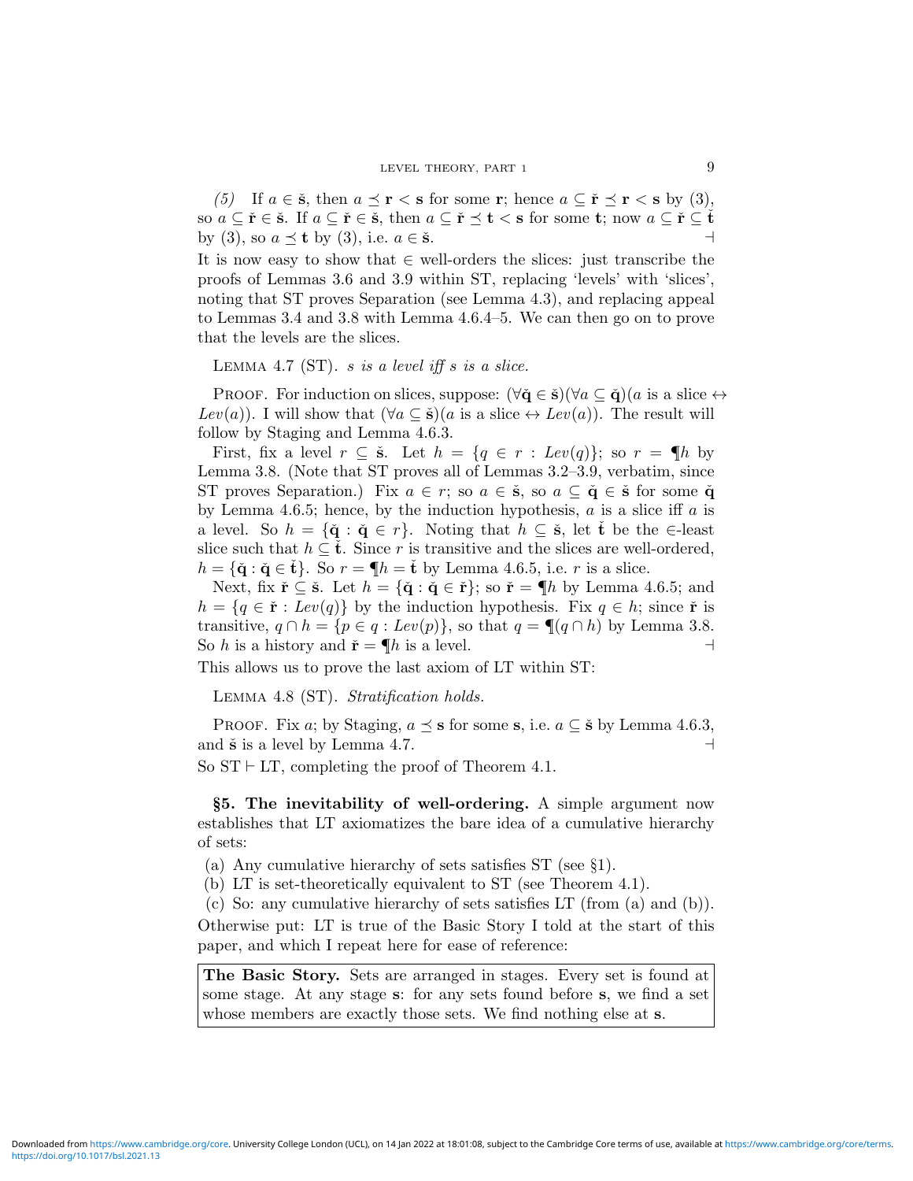*(5)* If $a \in \check{\mathbf{s}}$, then $a \preceq \mathbf{r} < \mathbf{s}$ for some $\mathbf{r}$; hence $a \subseteq \check{\mathbf{r}} \preceq \mathbf{r} < \mathbf{s}$ by (3), so $a \subseteq \check{\mathbf{r}} \in \check{\mathbf{s}}$. If $a \subseteq \check{\mathbf{r}} \in \check{\mathbf{s}}$, then $a \subseteq \check{\mathbf{r}} \preceq \mathbf{t} < \mathbf{s}$ for some $\mathbf{t}$; now $a \subseteq \check{\mathbf{r}} \subseteq \check{\mathbf{t}}$ by (3), so $a \preceq \mathbf{t}$ by (3), i.e. $a \in \check{\mathbf{s}}$. ⊣

It is now easy to show that $\in$ well-orders the slices: just transcribe the proofs of Lemmas 3.6 and 3.9 within ST, replacing 'levels' with 'slices', noting that ST proves Separation (see Lemma 4.3), and replacing appeal to Lemmas 3.4 and 3.8 with Lemma 4.6.4–5. We can then go on to prove that the levels are the slices.

Lemma 4.7 (ST). *$s$ is a level iff $s$ is a slice.*

Proof. For induction on slices, suppose: $(\forall \check{\mathbf{q}} \in \check{\mathbf{s}})(\forall a \subseteq \check{\mathbf{q}})(a \text{ is a slice} \leftrightarrow Lev(a))$. I will show that $(\forall a \subseteq \check{\mathbf{s}})(a \text{ is a slice} \leftrightarrow Lev(a))$. The result will follow by Staging and Lemma 4.6.3.

First, fix a level $r \subseteq \check{\mathbf{s}}$. Let $h = \{q \in r : Lev(q)\}$; so $r = ¶h$ by Lemma 3.8. (Note that ST proves all of Lemmas 3.2–3.9, verbatim, since ST proves Separation.) Fix $a \in r$; so $a \in \check{\mathbf{s}}$, so $a \subseteq \check{\mathbf{q}} \in \check{\mathbf{s}}$ for some $\check{\mathbf{q}}$ by Lemma 4.6.5; hence, by the induction hypothesis, $a$ is a slice iff $a$ is a level. So $h = \{\check{\mathbf{q}} : \check{\mathbf{q}} \in r\}$. Noting that $h \subseteq \check{\mathbf{s}}$, let $\check{\mathbf{t}}$ be the $\in$-least slice such that $h \subseteq \check{\mathbf{t}}$. Since $r$ is transitive and the slices are well-ordered, $h = \{\check{\mathbf{q}} : \check{\mathbf{q}} \in \check{\mathbf{t}}\}$. So $r = ¶h = \check{\mathbf{t}}$ by Lemma 4.6.5, i.e. $r$ is a slice.

Next, fix $\check{\mathbf{r}} \subseteq \check{\mathbf{s}}$. Let $h = \{\check{\mathbf{q}} : \check{\mathbf{q}} \in \check{\mathbf{r}}\}$; so $\check{\mathbf{r}} = ¶h$ by Lemma 4.6.5; and $h = \{q \in \check{\mathbf{r}} : Lev(q)\}$ by the induction hypothesis. Fix $q \in h$; since $\check{\mathbf{r}}$ is transitive, $q \cap h = \{p \in q : Lev(p)\}$, so that $q = ¶(q \cap h)$ by Lemma 3.8. So $h$ is a history and $\check{\mathbf{r}} = ¶h$ is a level. ⊣

This allows us to prove the last axiom of LT within ST:

Lemma 4.8 (ST). *Stratification holds.*

Proof. Fix $a$; by Staging, $a \preceq \mathbf{s}$ for some $\mathbf{s}$, i.e. $a \subseteq \check{\mathbf{s}}$ by Lemma 4.6.3, and $\check{\mathbf{s}}$ is a level by Lemma 4.7. ⊣

So $\text{ST} \vdash \text{LT}$, completing the proof of Theorem 4.1.

## §5. The inevitability of well-ordering.

A simple argument now establishes that LT axiomatizes the bare idea of a cumulative hierarchy of sets:

(a) Any cumulative hierarchy of sets satisfies ST (see §1).
(b) LT is set-theoretically equivalent to ST (see Theorem 4.1).
(c) So: any cumulative hierarchy of sets satisfies LT (from (a) and (b)).

Otherwise put: LT is true of the Basic Story I told at the start of this paper, and which I repeat here for ease of reference:

> **The Basic Story.** Sets are arranged in stages. Every set is found at some stage. At any stage $\mathbf{s}$: for any sets found before $\mathbf{s}$, we find a set whose members are exactly those sets. We find nothing else at $\mathbf{s}$.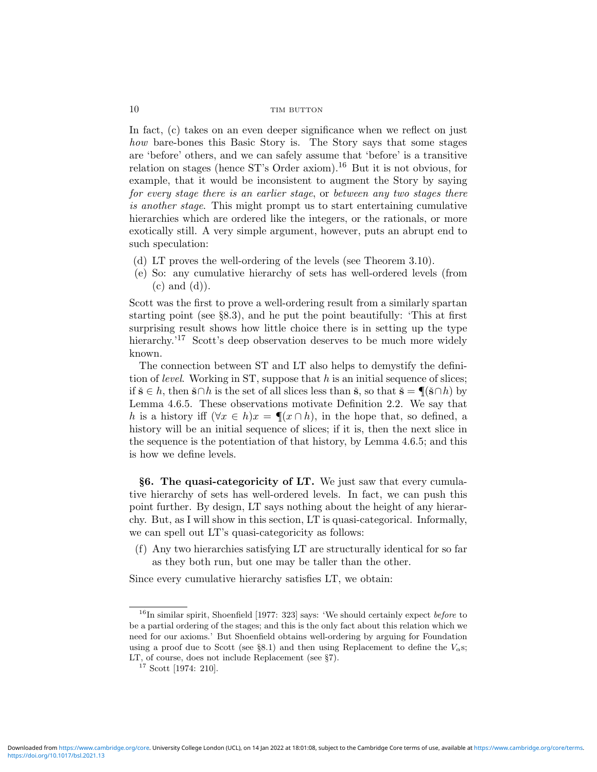In fact, (c) takes on an even deeper significance when we reflect on just *how* bare-bones this Basic Story is. The Story says that some stages are 'before' others, and we can safely assume that 'before' is a transitive relation on stages (hence ST's Order axiom).[16] But it is not obvious, for example, that it would be inconsistent to augment the Story by saying *for every stage there is an earlier stage*, or *between any two stages there is another stage*. This might prompt us to start entertaining cumulative hierarchies which are ordered like the integers, or the rationals, or more exotically still. A very simple argument, however, puts an abrupt end to such speculation:

(d) LT proves the well-ordering of the levels (see Theorem 3.10).
(e) So: any cumulative hierarchy of sets has well-ordered levels (from (c) and (d)).

Scott was the first to prove a well-ordering result from a similarly spartan starting point (see §8.3), and he put the point beautifully: 'This at first surprising result shows how little choice there is in setting up the type hierarchy.'[17] Scott's deep observation deserves to be much more widely known.

The connection between ST and LT also helps to demystify the definition of *level*. Working in ST, suppose that $h$ is an initial sequence of slices; if $\check{\mathbf{s}} \in h$, then $\check{\mathbf{s}} \cap h$ is the set of all slices less than $\check{\mathbf{s}}$, so that $\check{\mathbf{s}} = \P(\check{\mathbf{s}} \cap h)$ by Lemma 4.6.5. These observations motivate Definition 2.2. We say that $h$ is a history iff $(\forall x \in h) x = \P(x \cap h)$, in the hope that, so defined, a history will be an initial sequence of slices; if it is, then the next slice in the sequence is the potentiation of that history, by Lemma 4.6.5; and this is how we define levels.

**§6. The quasi-categoricity of LT.** We just saw that every cumulative hierarchy of sets has well-ordered levels. In fact, we can push this point further. By design, LT says nothing about the height of any hierarchy. But, as I will show in this section, LT is quasi-categorical. Informally, we can spell out LT's quasi-categoricity as follows:

(f) Any two hierarchies satisfying LT are structurally identical for so far as they both run, but one may be taller than the other.

Since every cumulative hierarchy satisfies LT, we obtain:

[16] In similar spirit, Shoenfield [1977: 323] says: 'We should certainly expect *before* to be a partial ordering of the stages; and this is the only fact about this relation which we need for our axioms.' But Shoenfield obtains well-ordering by arguing for Foundation using a proof due to Scott (see §8.1) and then using Replacement to define the $V_\alpha$s; LT, of course, does not include Replacement (see §7).

[17] Scott [1974: 210].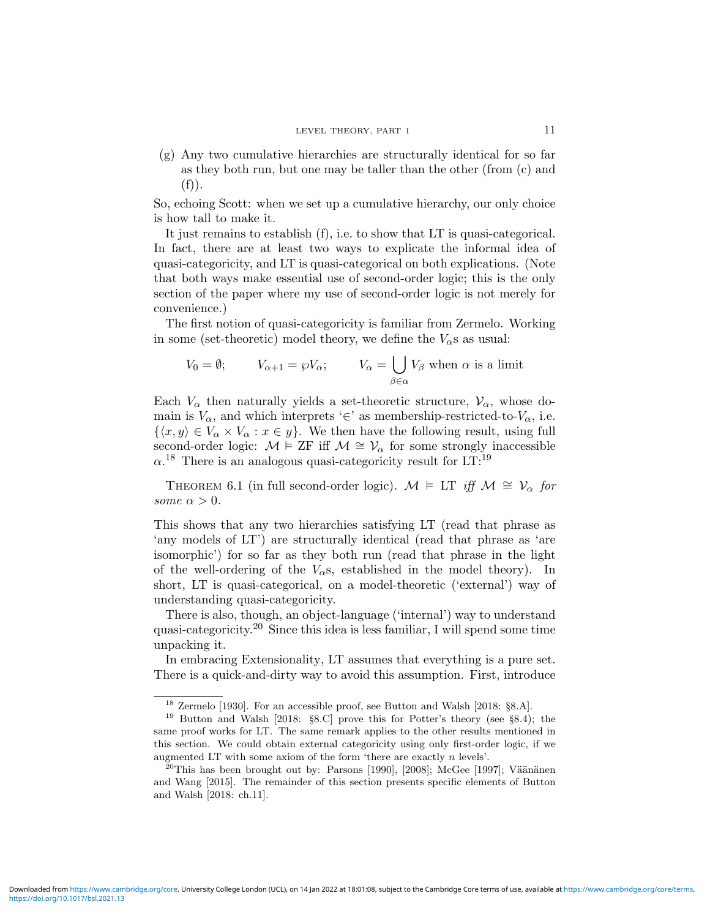(g) Any two cumulative hierarchies are structurally identical for so far as they both run, but one may be taller than the other (from (c) and (f)).

So, echoing Scott: when we set up a cumulative hierarchy, our only choice is how tall to make it.

It just remains to establish (f), i.e. to show that LT is quasi-categorical. In fact, there are at least two ways to explicate the informal idea of quasi-categoricity, and LT is quasi-categorical on both explications. (Note that both ways make essential use of second-order logic; this is the only section of the paper where my use of second-order logic is not merely for convenience.)

The first notion of quasi-categoricity is familiar from Zermelo. Working in some (set-theoretic) model theory, we define the $V_\alpha$s as usual:

$$V_0 = \emptyset; \qquad V_{\alpha+1} = \wp V_\alpha; \qquad V_\alpha = \bigcup_{\beta \in \alpha} V_\beta \text{ when } \alpha \text{ is a limit}$$

Each $V_\alpha$ then naturally yields a set-theoretic structure, $\mathcal{V}_\alpha$, whose domain is $V_\alpha$, and which interprets '$\in$' as membership-restricted-to-$V_\alpha$, i.e. $\{\langle x, y\rangle \in V_\alpha \times V_\alpha : x \in y\}$. We then have the following result, using full second-order logic: $\mathcal{M} \vDash \text{ZF}$ iff $\mathcal{M} \cong \mathcal{V}_\alpha$ for some strongly inaccessible $\alpha$.[18] There is an analogous quasi-categoricity result for LT:[19]

Theorem 6.1 (in full second-order logic). *$\mathcal{M} \vDash \text{LT}$ iff $\mathcal{M} \cong \mathcal{V}_\alpha$ for some $\alpha > 0$.*

This shows that any two hierarchies satisfying LT (read that phrase as 'any models of LT') are structurally identical (read that phrase as 'are isomorphic') for so far as they both run (read that phrase in the light of the well-ordering of the $V_\alpha$s, established in the model theory). In short, LT is quasi-categorical, on a model-theoretic ('external') way of understanding quasi-categoricity.

There is also, though, an object-language ('internal') way to understand quasi-categoricity.[20] Since this idea is less familiar, I will spend some time unpacking it.

In embracing Extensionality, LT assumes that everything is a pure set. There is a quick-and-dirty way to avoid this assumption. First, introduce

---

[18] Zermelo [1930]. For an accessible proof, see Button and Walsh [2018: §8.A].

[19] Button and Walsh [2018: §8.C] prove this for Potter's theory (see §8.4); the same proof works for LT. The same remark applies to the other results mentioned in this section. We could obtain external categoricity using only first-order logic, if we augmented LT with some axiom of the form 'there are exactly $n$ levels'.

[20] This has been brought out by: Parsons [1990], [2008]; McGee [1997]; Väänänen and Wang [2015]. The remainder of this section presents specific elements of Button and Walsh [2018: ch.11].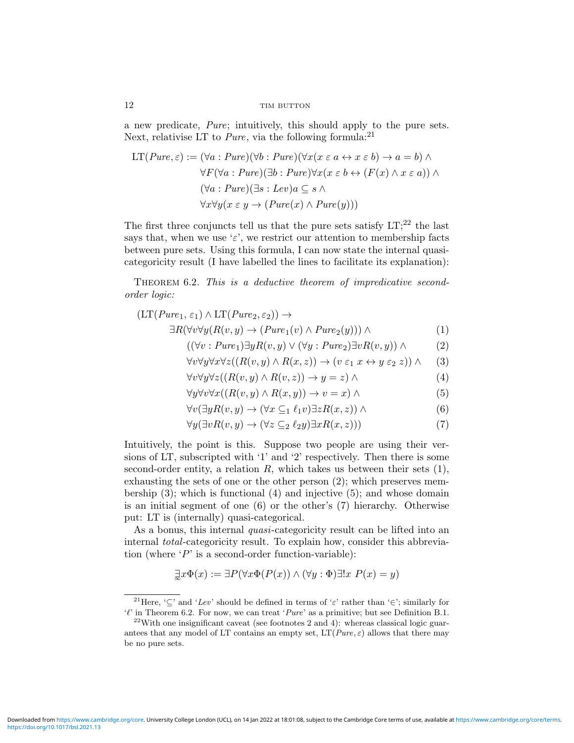a new predicate, *Pure*; intuitively, this should apply to the pure sets. Next, relativise LT to *Pure*, via the following formula:[21]

$$
\begin{aligned}
\mathrm{LT}(\mathit{Pure}, \varepsilon) := {} & (\forall a : \mathit{Pure})(\forall b : \mathit{Pure})(\forall x(x \mathrel{\varepsilon} a \leftrightarrow x \mathrel{\varepsilon} b) \rightarrow a = b) \wedge \\
& \forall F (\forall a : \mathit{Pure})(\exists b : \mathit{Pure})\forall x(x \mathrel{\varepsilon} b \leftrightarrow (F(x) \wedge x \mathrel{\varepsilon} a)) \wedge \\
& (\forall a : \mathit{Pure})(\exists s : \mathit{Lev})a \subseteq s \wedge \\
& \forall x \forall y (x \mathrel{\varepsilon} y \rightarrow (\mathit{Pure}(x) \wedge \mathit{Pure}(y)))
\end{aligned}
$$

The first three conjuncts tell us that the pure sets satisfy LT;[22] the last says that, when we use '$\varepsilon$', we restrict our attention to membership facts between pure sets. Using this formula, I can now state the internal quasi-categoricity result (I have labelled the lines to facilitate its explanation):

Theorem 6.2. *This is a deductive theorem of impredicative second-order logic:*

$$
\begin{aligned}
& (\mathrm{LT}(\mathit{Pure}_1, \varepsilon_1) \wedge \mathrm{LT}(\mathit{Pure}_2, \varepsilon_2)) \rightarrow \\
& \quad \exists R (\forall v \forall y (R(v, y) \rightarrow (\mathit{Pure}_1(v) \wedge \mathit{Pure}_2(y))) \wedge && (1) \\
& \quad\quad ((\forall v : \mathit{Pure}_1)\exists y R(v, y) \vee (\forall y : \mathit{Pure}_2)\exists v R(v, y)) \wedge && (2) \\
& \quad\quad \forall v \forall y \forall x \forall z ((R(v, y) \wedge R(x, z)) \rightarrow (v \mathrel{\varepsilon_1} x \leftrightarrow y \mathrel{\varepsilon_2} z)) \wedge && (3) \\
& \quad\quad \forall v \forall y \forall z ((R(v, y) \wedge R(v, z)) \rightarrow y = z) \wedge && (4) \\
& \quad\quad \forall y \forall v \forall x ((R(v, y) \wedge R(x, y)) \rightarrow v = x) \wedge && (5) \\
& \quad\quad \forall v (\exists y R(v, y) \rightarrow (\forall x \subseteq_1 \ell_1 v) \exists z R(x, z)) \wedge && (6) \\
& \quad\quad \forall y (\exists v R(v, y) \rightarrow (\forall z \subseteq_2 \ell_2 y) \exists x R(x, z))) && (7)
\end{aligned}
$$

Intuitively, the point is this. Suppose two people are using their versions of LT, subscripted with '1' and '2' respectively. Then there is some second-order entity, a relation $R$, which takes us between their sets (1), exhausting the sets of one or the other person (2); which preserves membership (3); which is functional (4) and injective (5); and whose domain is an initial segment of one (6) or the other's (7) hierarchy. Otherwise put: LT is (internally) quasi-categorical.

As a bonus, this internal *quasi*-categoricity result can be lifted into an internal *total*-categoricity result. To explain how, consider this abbreviation (where '$P$' is a second-order function-variable):

$$\underset{\infty}{\exists} x \Phi(x) := \exists P (\forall x \Phi(P(x)) \wedge (\forall y : \Phi) \exists! x \; P(x) = y)$$

---

[21] Here, '$\subseteq$' and '*Lev*' should be defined in terms of '$\varepsilon$' rather than '$\in$'; similarly for '$\ell$' in Theorem 6.2. For now, we can treat '*Pure*' as a primitive; but see Definition B.1.

[22] With one insignificant caveat (see footnotes 2 and 4): whereas classical logic guarantees that any model of LT contains an empty set, $\mathrm{LT}(\mathit{Pure}, \varepsilon)$ allows that there may be no pure sets.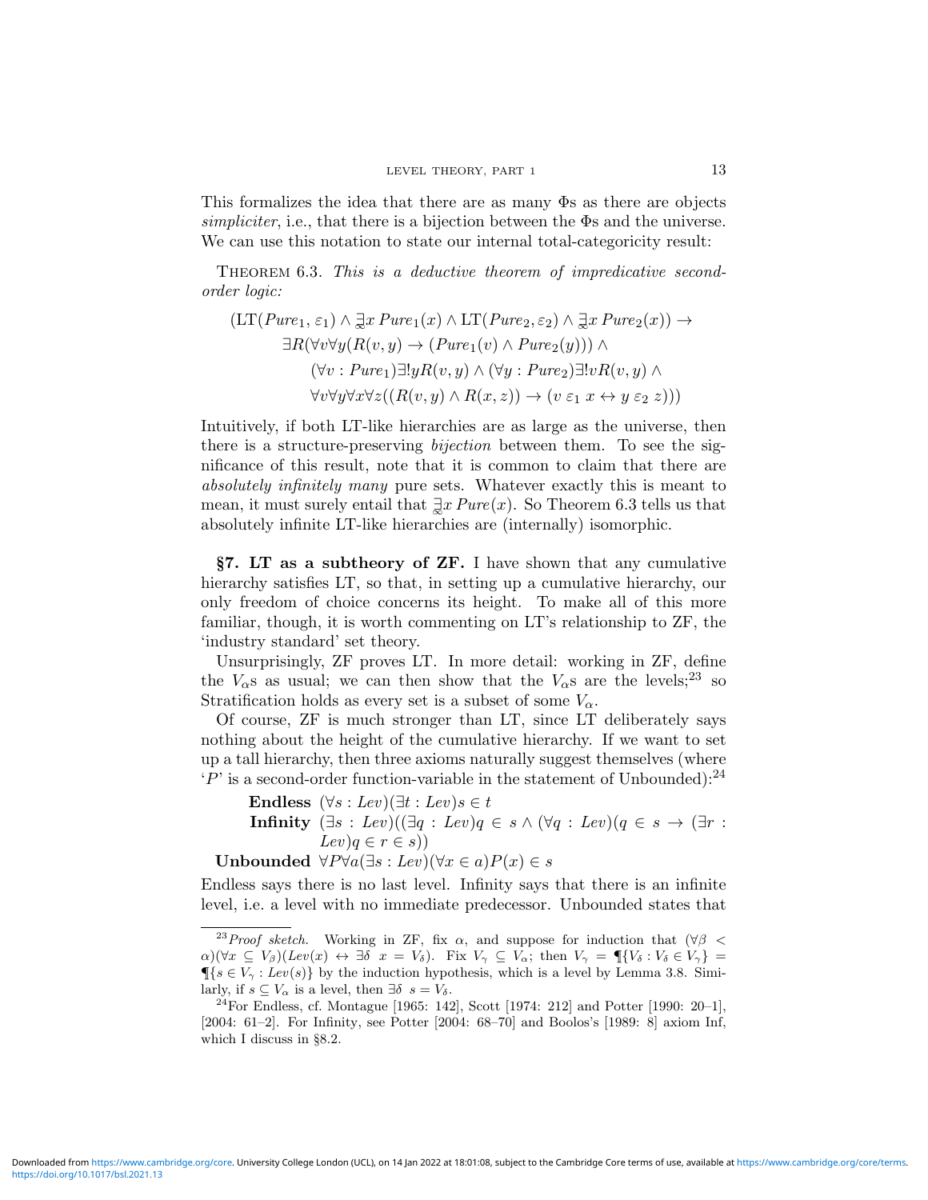This formalizes the idea that there are as many Φs as there are objects *simpliciter*, i.e., that there is a bijection between the Φs and the universe. We can use this notation to state our internal total-categoricity result:

Theorem 6.3. *This is a deductive theorem of impredicative second-order logic:*

$$
\begin{aligned}
(\mathrm{LT}(\mathit{Pure}_1, \varepsilon_1) \land \underset{\infty}{\exists} x\, \mathit{Pure}_1(x) \land \mathrm{LT}(\mathit{Pure}_2, \varepsilon_2) \land \underset{\infty}{\exists} x\, \mathit{Pure}_2(x)) \rightarrow \\
\exists R (\forall v \forall y (R(v,y) \rightarrow (\mathit{Pure}_1(v) \land \mathit{Pure}_2(y))) \land \\
(\forall v : \mathit{Pure}_1) \exists! y R(v,y) \land (\forall y : \mathit{Pure}_2) \exists! v R(v,y) \land \\
\forall v \forall y \forall x \forall z ((R(v,y) \land R(x,z)) \rightarrow (v \mathrel{\varepsilon_1} x \leftrightarrow y \mathrel{\varepsilon_2} z)))
\end{aligned}
$$

Intuitively, if both LT-like hierarchies are as large as the universe, then there is a structure-preserving *bijection* between them. To see the significance of this result, note that it is common to claim that there are *absolutely infinitely many* pure sets. Whatever exactly this is meant to mean, it must surely entail that $\underset{\infty}{\exists} x\, \mathit{Pure}(x)$. So Theorem 6.3 tells us that absolutely infinite LT-like hierarchies are (internally) isomorphic.

## §7. LT as a subtheory of ZF.

I have shown that any cumulative hierarchy satisfies LT, so that, in setting up a cumulative hierarchy, our only freedom of choice concerns its height. To make all of this more familiar, though, it is worth commenting on LT's relationship to ZF, the 'industry standard' set theory.

Unsurprisingly, ZF proves LT. In more detail: working in ZF, define the $V_\alpha$s as usual; we can then show that the $V_\alpha$s are the levels;[23] so Stratification holds as every set is a subset of some $V_\alpha$.

Of course, ZF is much stronger than LT, since LT deliberately says nothing about the height of the cumulative hierarchy. If we want to set up a tall hierarchy, then three axioms naturally suggest themselves (where '$P$' is a second-order function-variable in the statement of Unbounded):[24]

**Endless** $(\forall s : \mathit{Lev})(\exists t : \mathit{Lev}) s \in t$

**Infinity** $(\exists s : \mathit{Lev})((\exists q : \mathit{Lev}) q \in s \land (\forall q : \mathit{Lev})(q \in s \rightarrow (\exists r : \mathit{Lev}) q \in r \in s))$

**Unbounded** $\forall P \forall a (\exists s : \mathit{Lev})(\forall x \in a) P(x) \in s$

Endless says there is no last level. Infinity says that there is an infinite level, i.e. a level with no immediate predecessor. Unbounded states that

---

[23] *Proof sketch.* Working in ZF, fix $\alpha$, and suppose for induction that $(\forall \beta < \alpha)(\forall x \subseteq V_\beta)(\mathit{Lev}(x) \leftrightarrow \exists \delta\ x = V_\delta)$. Fix $V_\gamma \subseteq V_\alpha$; then $V_\gamma = \P\{V_\delta : V_\delta \in V_\gamma\} = \P\{s \in V_\gamma : \mathit{Lev}(s)\}$ by the induction hypothesis, which is a level by Lemma 3.8. Similarly, if $s \subseteq V_\alpha$ is a level, then $\exists \delta\ s = V_\delta$.

[24] For Endless, cf. Montague [1965: 142], Scott [1974: 212] and Potter [1990: 20–1], [2004: 61–2]. For Infinity, see Potter [2004: 68–70] and Boolos's [1989: 8] axiom Inf, which I discuss in §8.2.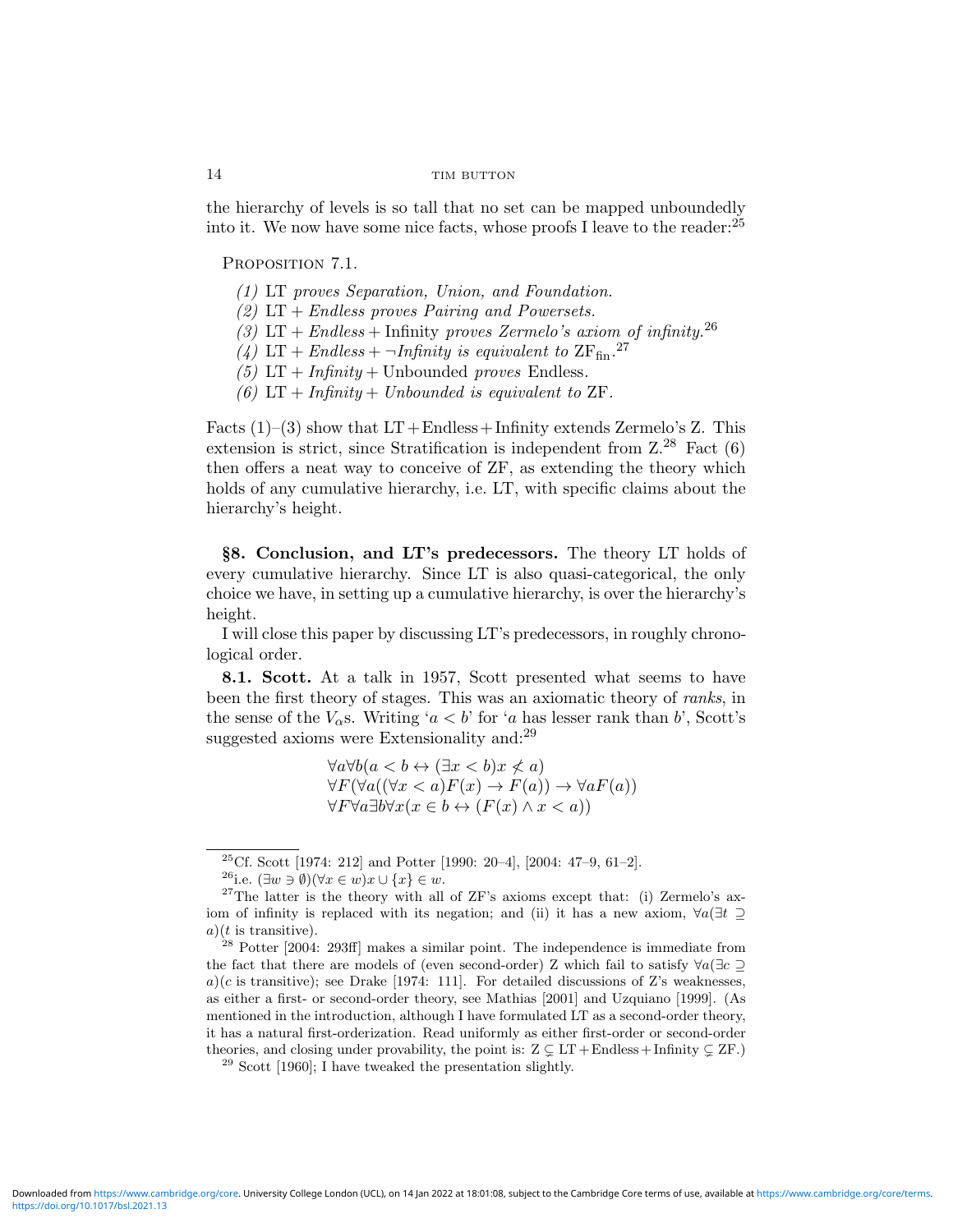the hierarchy of levels is so tall that no set can be mapped unboundedly into it. We now have some nice facts, whose proofs I leave to the reader:[25]

PROPOSITION 7.1.

*(1)* LT *proves Separation, Union, and Foundation.*
*(2)* LT + *Endless proves Pairing and Powersets.*
*(3)* LT + *Endless* + Infinity *proves Zermelo's axiom of infinity.*[26]
*(4)* LT + *Endless* + *¬Infinity is equivalent to* $\mathrm{ZF}_{\mathrm{fin}}$.[27]
*(5)* LT + *Infinity* + Unbounded *proves* Endless.
*(6)* LT + *Infinity* + *Unbounded is equivalent to* ZF.

Facts (1)–(3) show that LT + Endless + Infinity extends Zermelo's Z. This extension is strict, since Stratification is independent from Z.[28] Fact (6) then offers a neat way to conceive of ZF, as extending the theory which holds of any cumulative hierarchy, i.e. LT, with specific claims about the hierarchy's height.

## §8. Conclusion, and LT's predecessors.

The theory LT holds of every cumulative hierarchy. Since LT is also quasi-categorical, the only choice we have, in setting up a cumulative hierarchy, is over the hierarchy's height.

I will close this paper by discussing LT's predecessors, in roughly chronological order.

**8.1. Scott.** At a talk in 1957, Scott presented what seems to have been the first theory of stages. This was an axiomatic theory of *ranks*, in the sense of the $V_\alpha$s. Writing '$a < b$' for '$a$ has lesser rank than $b$', Scott's suggested axioms were Extensionality and:[29]

$$\forall a \forall b(a < b \leftrightarrow (\exists x < b) x \not< a)$$
$$\forall F(\forall a((\forall x < a)F(x) \to F(a)) \to \forall a F(a))$$
$$\forall F \forall a \exists b \forall x(x \in b \leftrightarrow (F(x) \land x < a))$$

---

[25] Cf. Scott [1974: 212] and Potter [1990: 20–4], [2004: 47–9, 61–2].

[26] i.e. $(\exists w \ni \emptyset)(\forall x \in w) x \cup \{x\} \in w$.

[27] The latter is the theory with all of ZF's axioms except that: (i) Zermelo's axiom of infinity is replaced with its negation; and (ii) it has a new axiom, $\forall a(\exists t \supseteq a)(t$ is transitive$)$.

[28] Potter [2004: 293ff] makes a similar point. The independence is immediate from the fact that there are models of (even second-order) Z which fail to satisfy $\forall a(\exists c \supseteq a)(c$ is transitive$)$; see Drake [1974: 111]. For detailed discussions of Z's weaknesses, as either a first- or second-order theory, see Mathias [2001] and Uzquiano [1999]. (As mentioned in the introduction, although I have formulated LT as a second-order theory, it has a natural first-orderization. Read uniformly as either first-order or second-order theories, and closing under provability, the point is: $\mathrm{Z} \subsetneq \mathrm{LT} + \mathrm{Endless} + \mathrm{Infinity} \subsetneq \mathrm{ZF}$.)

[29] Scott [1960]; I have tweaked the presentation slightly.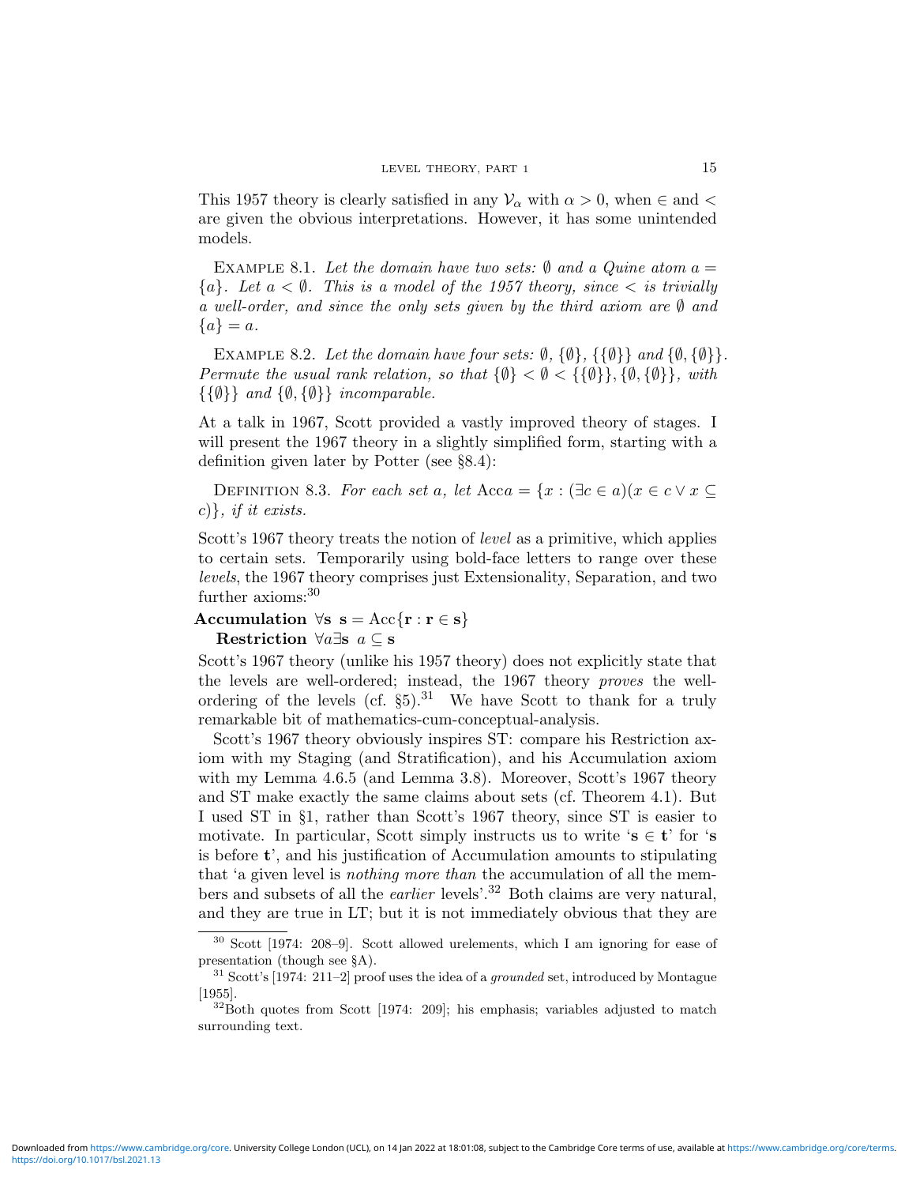This 1957 theory is clearly satisfied in any $\mathcal{V}_\alpha$ with $\alpha > 0$, when $\in$ and $<$ are given the obvious interpretations. However, it has some unintended models.

Example 8.1. *Let the domain have two sets: $\emptyset$ and a Quine atom $a = \{a\}$. Let $a < \emptyset$. This is a model of the 1957 theory, since $<$ is trivially a well-order, and since the only sets given by the third axiom are $\emptyset$ and $\{a\} = a$.*

Example 8.2. *Let the domain have four sets: $\emptyset$, $\{\emptyset\}$, $\{\{\emptyset\}\}$ and $\{\emptyset, \{\emptyset\}\}$. Permute the usual rank relation, so that $\{\emptyset\} < \emptyset < \{\{\emptyset\}\}, \{\emptyset, \{\emptyset\}\}$, with $\{\{\emptyset\}\}$ and $\{\emptyset, \{\emptyset\}\}$ incomparable.*

At a talk in 1967, Scott provided a vastly improved theory of stages. I will present the 1967 theory in a slightly simplified form, starting with a definition given later by Potter (see §8.4):

Definition 8.3. *For each set $a$, let $\text{Acc}a = \{x : (\exists c \in a)(x \in c \vee x \subseteq c)\}$, if it exists.*

Scott's 1967 theory treats the notion of *level* as a primitive, which applies to certain sets. Temporarily using bold-face letters to range over these *levels*, the 1967 theory comprises just Extensionality, Separation, and two further axioms:[30]

**Accumulation** $\forall \mathbf{s}\ \mathbf{s} = \text{Acc}\{\mathbf{r} : \mathbf{r} \in \mathbf{s}\}$

**Restriction** $\forall a \exists \mathbf{s}\ a \subseteq \mathbf{s}$

Scott's 1967 theory (unlike his 1957 theory) does not explicitly state that the levels are well-ordered; instead, the 1967 theory *proves* the well-ordering of the levels (cf. §5).[31] We have Scott to thank for a truly remarkable bit of mathematics-cum-conceptual-analysis.

Scott's 1967 theory obviously inspires ST: compare his Restriction axiom with my Staging (and Stratification), and his Accumulation axiom with my Lemma 4.6.5 (and Lemma 3.8). Moreover, Scott's 1967 theory and ST make exactly the same claims about sets (cf. Theorem 4.1). But I used ST in §1, rather than Scott's 1967 theory, since ST is easier to motivate. In particular, Scott simply instructs us to write '$\mathbf{s} \in \mathbf{t}$' for '$\mathbf{s}$ is before $\mathbf{t}$', and his justification of Accumulation amounts to stipulating that 'a given level is *nothing more than* the accumulation of all the members and subsets of all the *earlier* levels'.[32] Both claims are very natural, and they are true in LT; but it is not immediately obvious that they are

---

[30] Scott [1974: 208–9]. Scott allowed urelements, which I am ignoring for ease of presentation (though see §A).

[31] Scott's [1974: 211–2] proof uses the idea of a *grounded* set, introduced by Montague [1955].

[32] Both quotes from Scott [1974: 209]; his emphasis; variables adjusted to match surrounding text.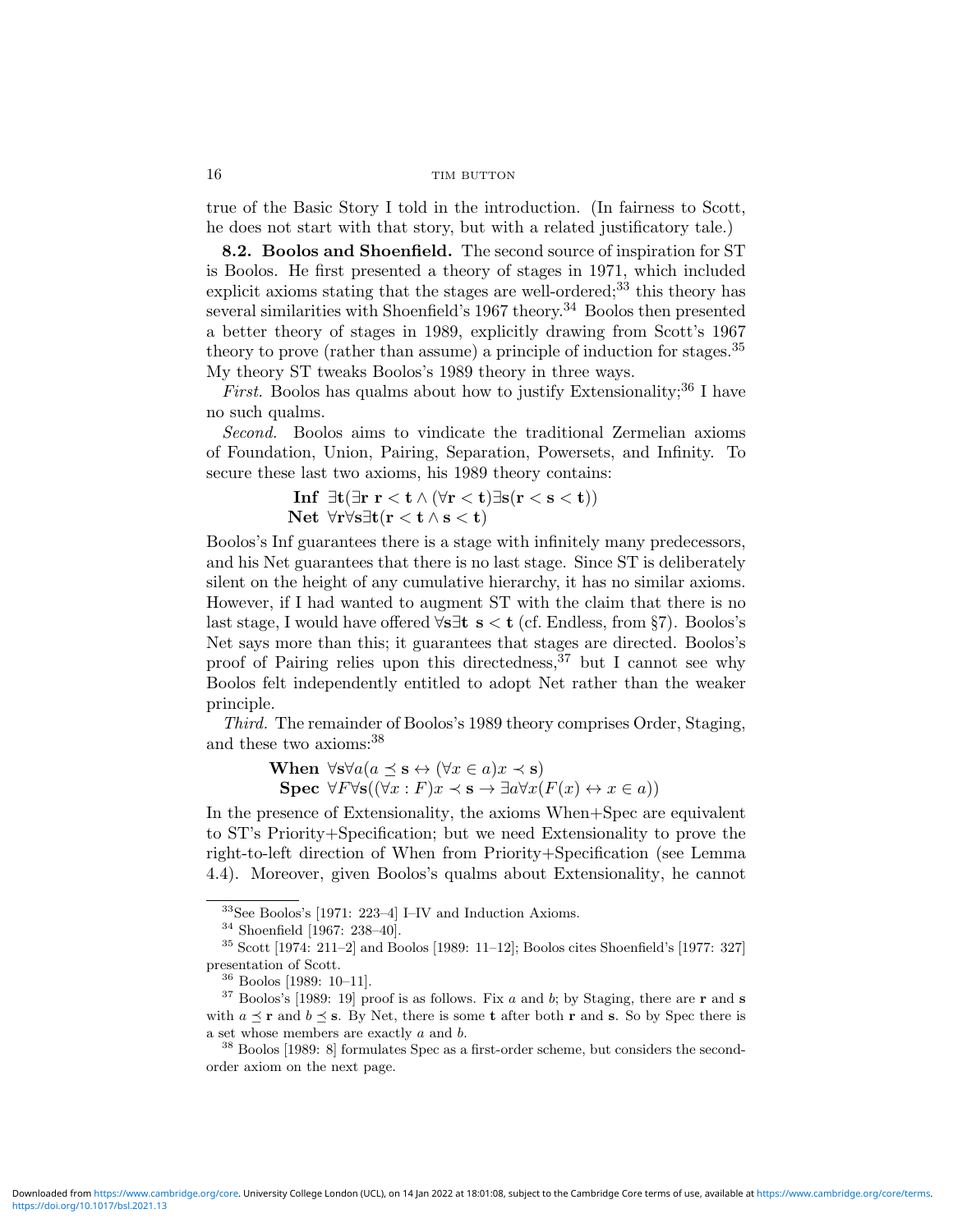true of the Basic Story I told in the introduction. (In fairness to Scott, he does not start with that story, but with a related justificatory tale.)

**8.2. Boolos and Shoenfield.** The second source of inspiration for ST is Boolos. He first presented a theory of stages in 1971, which included explicit axioms stating that the stages are well-ordered;[33] this theory has several similarities with Shoenfield's 1967 theory.[34] Boolos then presented a better theory of stages in 1989, explicitly drawing from Scott's 1967 theory to prove (rather than assume) a principle of induction for stages.[35] My theory ST tweaks Boolos's 1989 theory in three ways.

*First.* Boolos has qualms about how to justify Extensionality;[36] I have no such qualms.

*Second.* Boolos aims to vindicate the traditional Zermelian axioms of Foundation, Union, Pairing, Separation, Powersets, and Infinity. To secure these last two axioms, his 1989 theory contains:

$$\textbf{Inf}\ \ \exists \mathbf{t}(\exists \mathbf{r}\ \mathbf{r} < \mathbf{t} \land (\forall \mathbf{r} < \mathbf{t})\exists \mathbf{s}(\mathbf{r} < \mathbf{s} < \mathbf{t}))$$
$$\textbf{Net}\ \ \forall \mathbf{r}\forall \mathbf{s}\exists \mathbf{t}(\mathbf{r} < \mathbf{t} \land \mathbf{s} < \mathbf{t})$$

Boolos's Inf guarantees there is a stage with infinitely many predecessors, and his Net guarantees that there is no last stage. Since ST is deliberately silent on the height of any cumulative hierarchy, it has no similar axioms. However, if I had wanted to augment ST with the claim that there is no last stage, I would have offered $\forall \mathbf{s}\exists \mathbf{t}\ \mathbf{s} < \mathbf{t}$ (cf. Endless, from §7). Boolos's Net says more than this; it guarantees that stages are directed. Boolos's proof of Pairing relies upon this directedness,[37] but I cannot see why Boolos felt independently entitled to adopt Net rather than the weaker principle.

*Third.* The remainder of Boolos's 1989 theory comprises Order, Staging, and these two axioms:[38]

$$\textbf{When}\ \ \forall \mathbf{s}\forall a(a \preceq \mathbf{s} \leftrightarrow (\forall x \in a)x \prec \mathbf{s})$$
$$\textbf{Spec}\ \ \forall F\forall \mathbf{s}((\forall x : F)x \prec \mathbf{s} \to \exists a\forall x(F(x) \leftrightarrow x \in a))$$

In the presence of Extensionality, the axioms When+Spec are equivalent to ST's Priority+Specification; but we need Extensionality to prove the right-to-left direction of When from Priority+Specification (see Lemma 4.4). Moreover, given Boolos's qualms about Extensionality, he cannot

---

[33] See Boolos's [1971: 223–4] I–IV and Induction Axioms.

[34] Shoenfield [1967: 238–40].

[35] Scott [1974: 211–2] and Boolos [1989: 11–12]; Boolos cites Shoenfield's [1977: 327] presentation of Scott.

[36] Boolos [1989: 10–11].

[37] Boolos's [1989: 19] proof is as follows. Fix $a$ and $b$; by Staging, there are $\mathbf{r}$ and $\mathbf{s}$ with $a \preceq \mathbf{r}$ and $b \preceq \mathbf{s}$. By Net, there is some $\mathbf{t}$ after both $\mathbf{r}$ and $\mathbf{s}$. So by Spec there is a set whose members are exactly $a$ and $b$.

[38] Boolos [1989: 8] formulates Spec as a first-order scheme, but considers the second-order axiom on the next page.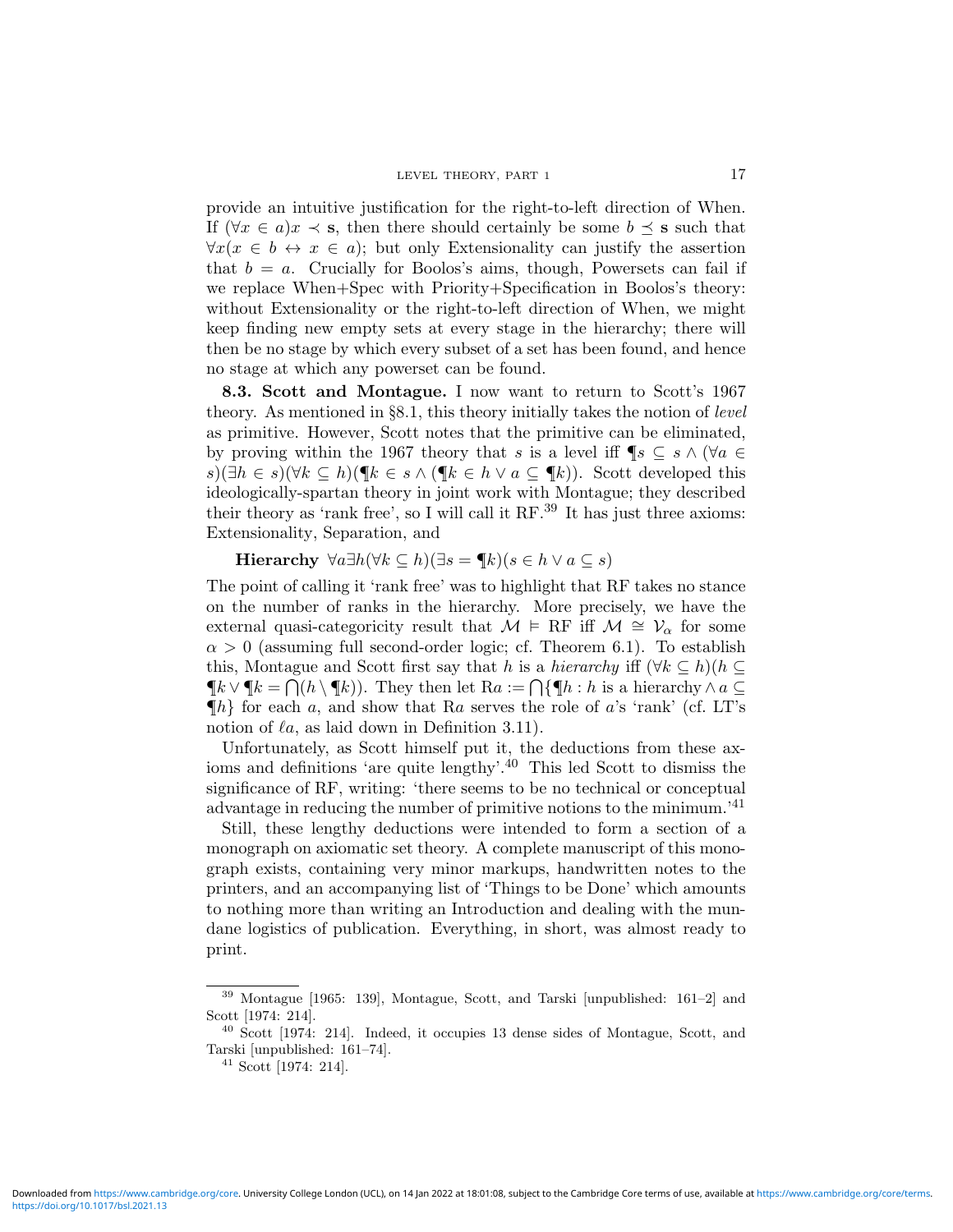provide an intuitive justification for the right-to-left direction of When. If $(\forall x \in a) x \prec \mathbf{s}$, then there should certainly be some $b \preceq \mathbf{s}$ such that $\forall x(x \in b \leftrightarrow x \in a)$; but only Extensionality can justify the assertion that $b = a$. Crucially for Boolos's aims, though, Powersets can fail if we replace When+Spec with Priority+Specification in Boolos's theory: without Extensionality or the right-to-left direction of When, we might keep finding new empty sets at every stage in the hierarchy; there will then be no stage by which every subset of a set has been found, and hence no stage at which any powerset can be found.

**8.3. Scott and Montague.** I now want to return to Scott's 1967 theory. As mentioned in §8.1, this theory initially takes the notion of *level* as primitive. However, Scott notes that the primitive can be eliminated, by proving within the 1967 theory that $s$ is a level iff $\P s \subseteq s \wedge (\forall a \in s)(\exists h \in s)(\forall k \subseteq h)(\P k \in s \wedge (\P k \in h \vee a \subseteq \P k))$. Scott developed this ideologically-spartan theory in joint work with Montague; they described their theory as 'rank free', so I will call it RF.[39] It has just three axioms: Extensionality, Separation, and

**Hierarchy** $\forall a \exists h (\forall k \subseteq h)(\exists s = \P k)(s \in h \vee a \subseteq s)$

The point of calling it 'rank free' was to highlight that RF takes no stance on the number of ranks in the hierarchy. More precisely, we have the external quasi-categoricity result that $\mathcal{M} \vDash \text{RF}$ iff $\mathcal{M} \cong \mathcal{V}_\alpha$ for some $\alpha > 0$ (assuming full second-order logic; cf. Theorem 6.1). To establish this, Montague and Scott first say that $h$ is a *hierarchy* iff $(\forall k \subseteq h)(h \subseteq \P k \vee \P k = \bigcap(h \setminus \P k))$. They then let $\text{R}a := \bigcap\{\P h : h \text{ is a hierarchy} \wedge a \subseteq \P h\}$ for each $a$, and show that $\text{R}a$ serves the role of $a$'s 'rank' (cf. LT's notion of $\ell a$, as laid down in Definition 3.11).

Unfortunately, as Scott himself put it, the deductions from these axioms and definitions 'are quite lengthy'.[40] This led Scott to dismiss the significance of RF, writing: 'there seems to be no technical or conceptual advantage in reducing the number of primitive notions to the minimum.'[41]

Still, these lengthy deductions were intended to form a section of a monograph on axiomatic set theory. A complete manuscript of this monograph exists, containing very minor markups, handwritten notes to the printers, and an accompanying list of 'Things to be Done' which amounts to nothing more than writing an Introduction and dealing with the mundane logistics of publication. Everything, in short, was almost ready to print.

---

[39] Montague [1965: 139], Montague, Scott, and Tarski [unpublished: 161–2] and Scott [1974: 214].

[40] Scott [1974: 214]. Indeed, it occupies 13 dense sides of Montague, Scott, and Tarski [unpublished: 161–74].

[41] Scott [1974: 214].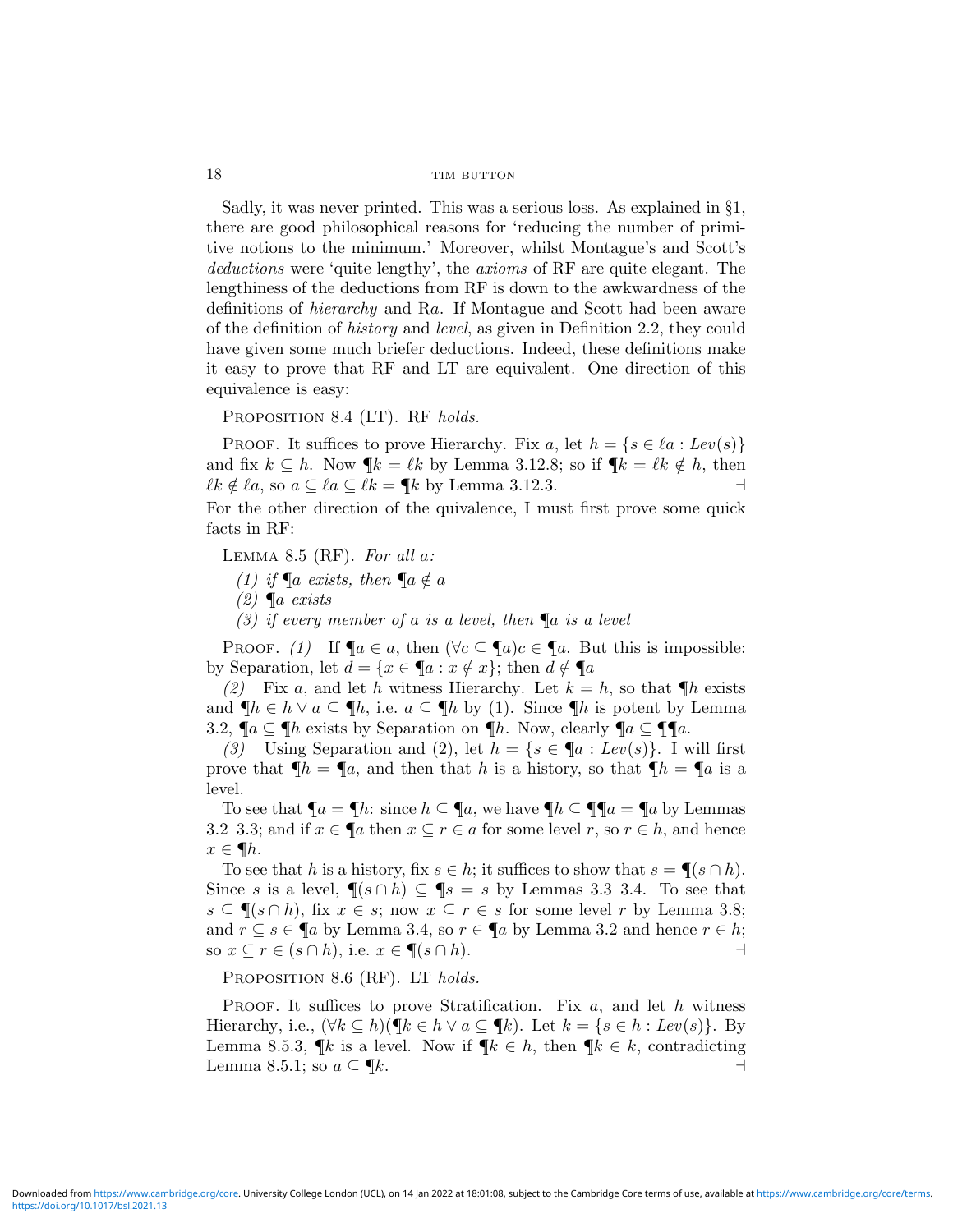Sadly, it was never printed. This was a serious loss. As explained in §1, there are good philosophical reasons for 'reducing the number of primitive notions to the minimum.' Moreover, whilst Montague's and Scott's *deductions* were 'quite lengthy', the *axioms* of RF are quite elegant. The lengthiness of the deductions from RF is down to the awkwardness of the definitions of *hierarchy* and R$a$. If Montague and Scott had been aware of the definition of *history* and *level*, as given in Definition 2.2, they could have given some much briefer deductions. Indeed, these definitions make it easy to prove that RF and LT are equivalent. One direction of this equivalence is easy:

Proposition 8.4 (LT). *RF holds.*

Proof. It suffices to prove Hierarchy. Fix $a$, let $h = \{s \in \ell a : Lev(s)\}$ and fix $k \subseteq h$. Now $\P k = \ell k$ by Lemma 3.12.8; so if $\P k = \ell k \notin h$, then $\ell k \notin \ell a$, so $a \subseteq \ell a \subseteq \ell k = \P k$ by Lemma 3.12.3. $\dashv$

For the other direction of the quivalence, I must first prove some quick facts in RF:

Lemma 8.5 (RF). *For all $a$:*

*(1) if $\P a$ exists, then $\P a \notin a$*
*(2) $\P a$ exists*
*(3) if every member of $a$ is a level, then $\P a$ is a level*

Proof. *(1)* If $\P a \in a$, then $(\forall c \subseteq \P a) c \in \P a$. But this is impossible: by Separation, let $d = \{x \in \P a : x \notin x\}$; then $d \notin \P a$

*(2)* Fix $a$, and let $h$ witness Hierarchy. Let $k = h$, so that $\P h$ exists and $\P h \in h \vee a \subseteq \P h$, i.e. $a \subseteq \P h$ by (1). Since $\P h$ is potent by Lemma 3.2, $\P a \subseteq \P h$ exists by Separation on $\P h$. Now, clearly $\P a \subseteq \P\P a$.

*(3)* Using Separation and (2), let $h = \{s \in \P a : Lev(s)\}$. I will first prove that $\P h = \P a$, and then that $h$ is a history, so that $\P h = \P a$ is a level.

To see that $\P a = \P h$: since $h \subseteq \P a$, we have $\P h \subseteq \P\P a = \P a$ by Lemmas 3.2–3.3; and if $x \in \P a$ then $x \subseteq r \in a$ for some level $r$, so $r \in h$, and hence $x \in \P h$.

To see that $h$ is a history, fix $s \in h$; it suffices to show that $s = \P(s \cap h)$. Since $s$ is a level, $\P(s \cap h) \subseteq \P s = s$ by Lemmas 3.3–3.4. To see that $s \subseteq \P(s \cap h)$, fix $x \in s$; now $x \subseteq r \in s$ for some level $r$ by Lemma 3.8; and $r \subseteq s \in \P a$ by Lemma 3.4, so $r \in \P a$ by Lemma 3.2 and hence $r \in h$; so $x \subseteq r \in (s \cap h)$, i.e. $x \in \P(s \cap h)$. $\dashv$

Proposition 8.6 (RF). *LT holds.*

Proof. It suffices to prove Stratification. Fix $a$, and let $h$ witness Hierarchy, i.e., $(\forall k \subseteq h)(\P k \in h \vee a \subseteq \P k)$. Let $k = \{s \in h : Lev(s)\}$. By Lemma 8.5.3, $\P k$ is a level. Now if $\P k \in h$, then $\P k \in k$, contradicting Lemma 8.5.1; so $a \subseteq \P k$. $\dashv$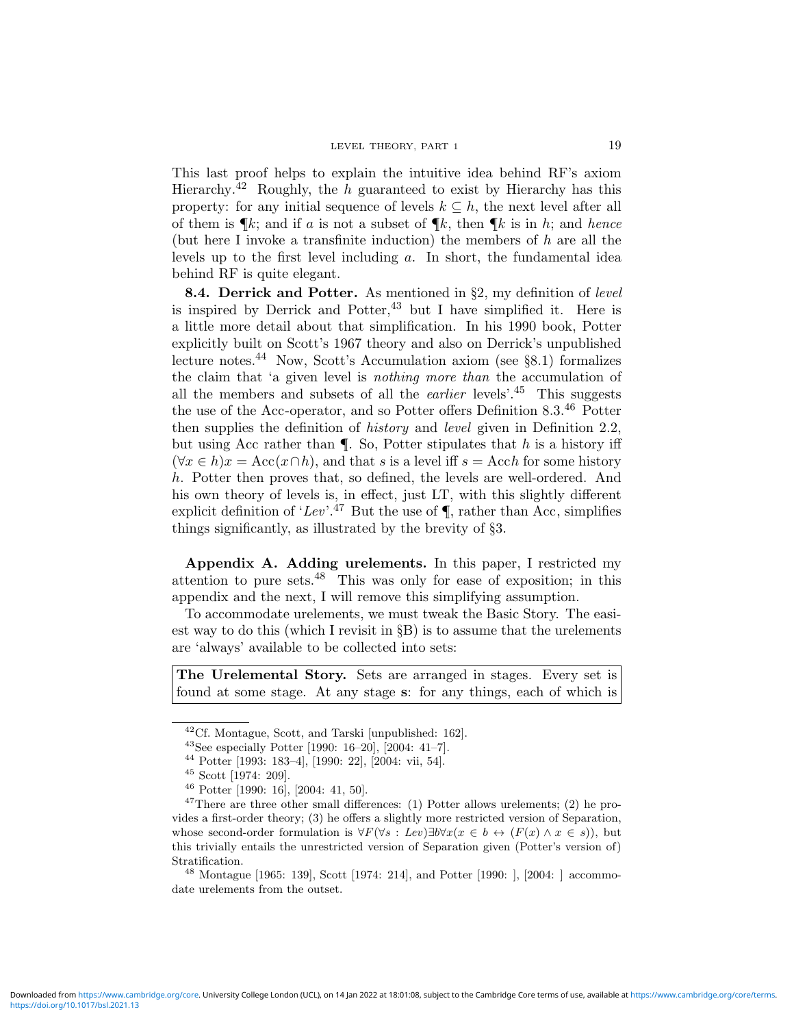This last proof helps to explain the intuitive idea behind RF's axiom Hierarchy.[42] Roughly, the $h$ guaranteed to exist by Hierarchy has this property: for any initial sequence of levels $k \subseteq h$, the next level after all of them is $\P k$; and if $a$ is not a subset of $\P k$, then $\P k$ is in $h$; and *hence* (but here I invoke a transfinite induction) the members of $h$ are all the levels up to the first level including $a$. In short, the fundamental idea behind RF is quite elegant.

**8.4. Derrick and Potter.** As mentioned in §2, my definition of *level* is inspired by Derrick and Potter,[43] but I have simplified it. Here is a little more detail about that simplification. In his 1990 book, Potter explicitly built on Scott's 1967 theory and also on Derrick's unpublished lecture notes.[44] Now, Scott's Accumulation axiom (see §8.1) formalizes the claim that 'a given level is *nothing more than* the accumulation of all the members and subsets of all the *earlier* levels'.[45] This suggests the use of the Acc-operator, and so Potter offers Definition 8.3.[46] Potter then supplies the definition of *history* and *level* given in Definition 2.2, but using Acc rather than ¶. So, Potter stipulates that $h$ is a history iff $(\forall x \in h) x = \text{Acc}(x \cap h)$, and that $s$ is a level iff $s = \text{Acc}h$ for some history $h$. Potter then proves that, so defined, the levels are well-ordered. And his own theory of levels is, in effect, just LT, with this slightly different explicit definition of '*Lev*'.[47] But the use of ¶, rather than Acc, simplifies things significantly, as illustrated by the brevity of §3.

**Appendix A. Adding urelements.** In this paper, I restricted my attention to pure sets.[48] This was only for ease of exposition; in this appendix and the next, I will remove this simplifying assumption.

To accommodate urelements, we must tweak the Basic Story. The easiest way to do this (which I revisit in §B) is to assume that the urelements are 'always' available to be collected into sets:

**The Urelemental Story.** Sets are arranged in stages. Every set is found at some stage. At any stage **s**: for any things, each of which is

---

[42] Cf. Montague, Scott, and Tarski [unpublished: 162].

[43] See especially Potter [1990: 16–20], [2004: 41–7].

[44] Potter [1993: 183–4], [1990: 22], [2004: vii, 54].

[45] Scott [1974: 209].

[46] Potter [1990: 16], [2004: 41, 50].

[47] There are three other small differences: (1) Potter allows urelements; (2) he provides a first-order theory; (3) he offers a slightly more restricted version of Separation, whose second-order formulation is $\forall F (\forall s : Lev) \exists b \forall x (x \in b \leftrightarrow (F(x) \wedge x \in s))$, but this trivially entails the unrestricted version of Separation given (Potter's version of) Stratification.

[48] Montague [1965: 139], Scott [1974: 214], and Potter [1990: ], [2004: ] accommodate urelements from the outset.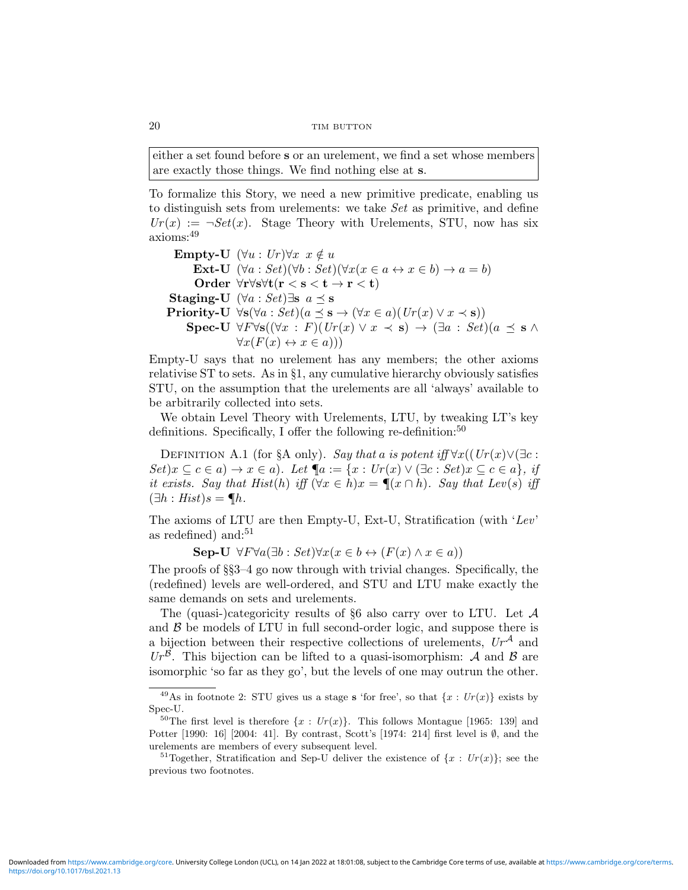> either a set found before $\mathbf{s}$ or an urelement, we find a set whose members are exactly those things. We find nothing else at $\mathbf{s}$.

To formalize this Story, we need a new primitive predicate, enabling us to distinguish sets from urelements: we take *Set* as primitive, and define $Ur(x) := \neg Set(x)$. Stage Theory with Urelements, STU, now has six axioms:[49]

**Empty-U** $(\forall u : Ur)\forall x \ x \notin u$

**Ext-U** $(\forall a : Set)(\forall b : Set)(\forall x(x \in a \leftrightarrow x \in b) \rightarrow a = b)$

**Order** $\forall \mathbf{r}\forall \mathbf{s}\forall \mathbf{t}(\mathbf{r} < \mathbf{s} < \mathbf{t} \rightarrow \mathbf{r} < \mathbf{t})$

**Staging-U** $(\forall a : Set)\exists \mathbf{s} \ a \preceq \mathbf{s}$

**Priority-U** $\forall \mathbf{s}(\forall a : Set)(a \preceq \mathbf{s} \rightarrow (\forall x \in a)(Ur(x) \vee x \prec \mathbf{s}))$

**Spec-U** $\forall F \forall \mathbf{s}((\forall x : F)(Ur(x) \vee x \prec \mathbf{s}) \rightarrow (\exists a : Set)(a \preceq \mathbf{s} \wedge \forall x(F(x) \leftrightarrow x \in a)))$

Empty-U says that no urelement has any members; the other axioms relativise ST to sets. As in §1, any cumulative hierarchy obviously satisfies STU, on the assumption that the urelements are all 'always' available to be arbitrarily collected into sets.

We obtain Level Theory with Urelements, LTU, by tweaking LT's key definitions. Specifically, I offer the following re-definition:[50]

Definition A.1 (for §A only). *Say that $a$ is potent iff $\forall x((Ur(x) \vee (\exists c : Set)x \subseteq c \in a) \rightarrow x \in a)$. Let $\P a := \{x : Ur(x) \vee (\exists c : Set)x \subseteq c \in a\}$, if it exists. Say that $Hist(h)$ iff $(\forall x \in h)x = \P(x \cap h)$. Say that $Lev(s)$ iff $(\exists h : Hist)s = \P h$.*

The axioms of LTU are then Empty-U, Ext-U, Stratification (with '*Lev*' as redefined) and:[51]

**Sep-U** $\forall F \forall a(\exists b : Set)\forall x(x \in b \leftrightarrow (F(x) \wedge x \in a))$

The proofs of §§3–4 go now through with trivial changes. Specifically, the (redefined) levels are well-ordered, and STU and LTU make exactly the same demands on sets and urelements.

The (quasi-)categoricity results of §6 also carry over to LTU. Let $\mathcal{A}$ and $\mathcal{B}$ be models of LTU in full second-order logic, and suppose there is a bijection between their respective collections of urelements, $Ur^{\mathcal{A}}$ and $Ur^{\mathcal{B}}$. This bijection can be lifted to a quasi-isomorphism: $\mathcal{A}$ and $\mathcal{B}$ are isomorphic 'so far as they go', but the levels of one may outrun the other.

---

[49] As in footnote 2: STU gives us a stage $\mathbf{s}$ 'for free', so that $\{x : Ur(x)\}$ exists by Spec-U.

[50] The first level is therefore $\{x : Ur(x)\}$. This follows Montague [1965: 139] and Potter [1990: 16] [2004: 41]. By contrast, Scott's [1974: 214] first level is $\emptyset$, and the urelements are members of every subsequent level.

[51] Together, Stratification and Sep-U deliver the existence of $\{x : Ur(x)\}$; see the previous two footnotes.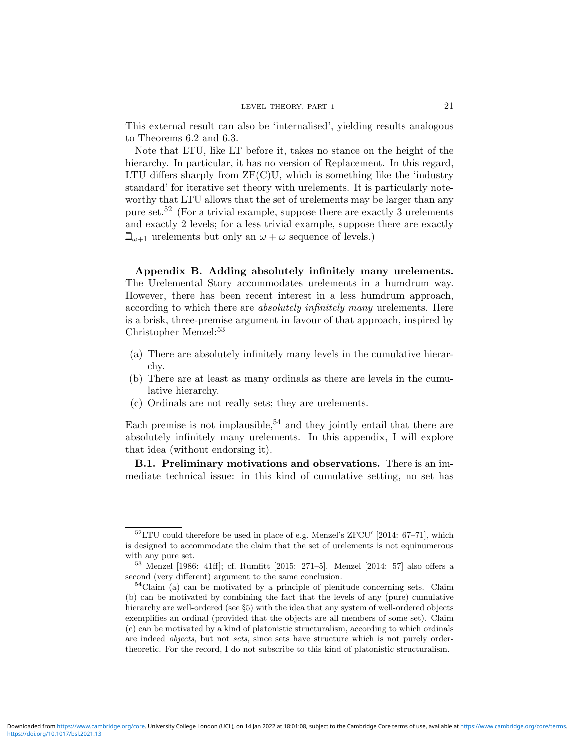This external result can also be 'internalised', yielding results analogous to Theorems 6.2 and 6.3.

Note that LTU, like LT before it, takes no stance on the height of the hierarchy. In particular, it has no version of Replacement. In this regard, LTU differs sharply from ZF(C)U, which is something like the 'industry standard' for iterative set theory with urelements. It is particularly noteworthy that LTU allows that the set of urelements may be larger than any pure set.[52] (For a trivial example, suppose there are exactly 3 urelements and exactly 2 levels; for a less trivial example, suppose there are exactly $\beth_{\omega+1}$ urelements but only an $\omega + \omega$ sequence of levels.)

## Appendix B. Adding absolutely infinitely many urelements.

The Urelemental Story accommodates urelements in a humdrum way. However, there has been recent interest in a less humdrum approach, according to which there are *absolutely infinitely many* urelements. Here is a brisk, three-premise argument in favour of that approach, inspired by Christopher Menzel:[53]

(a) There are absolutely infinitely many levels in the cumulative hierarchy.
(b) There are at least as many ordinals as there are levels in the cumulative hierarchy.
(c) Ordinals are not really sets; they are urelements.

Each premise is not implausible,[54] and they jointly entail that there are absolutely infinitely many urelements. In this appendix, I will explore that idea (without endorsing it).

**B.1. Preliminary motivations and observations.** There is an immediate technical issue: in this kind of cumulative setting, no set has

---

[52] LTU could therefore be used in place of e.g. Menzel's ZFCU′ [2014: 67–71], which is designed to accommodate the claim that the set of urelements is not equinumerous with any pure set.

[53] Menzel [1986: 41ff]; cf. Rumfitt [2015: 271–5]. Menzel [2014: 57] also offers a second (very different) argument to the same conclusion.

[54] Claim (a) can be motivated by a principle of plenitude concerning sets. Claim (b) can be motivated by combining the fact that the levels of any (pure) cumulative hierarchy are well-ordered (see §5) with the idea that any system of well-ordered objects exemplifies an ordinal (provided that the objects are all members of some set). Claim (c) can be motivated by a kind of platonistic structuralism, according to which ordinals are indeed *objects*, but not *sets*, since sets have structure which is not purely order-theoretic. For the record, I do not subscribe to this kind of platonistic structuralism.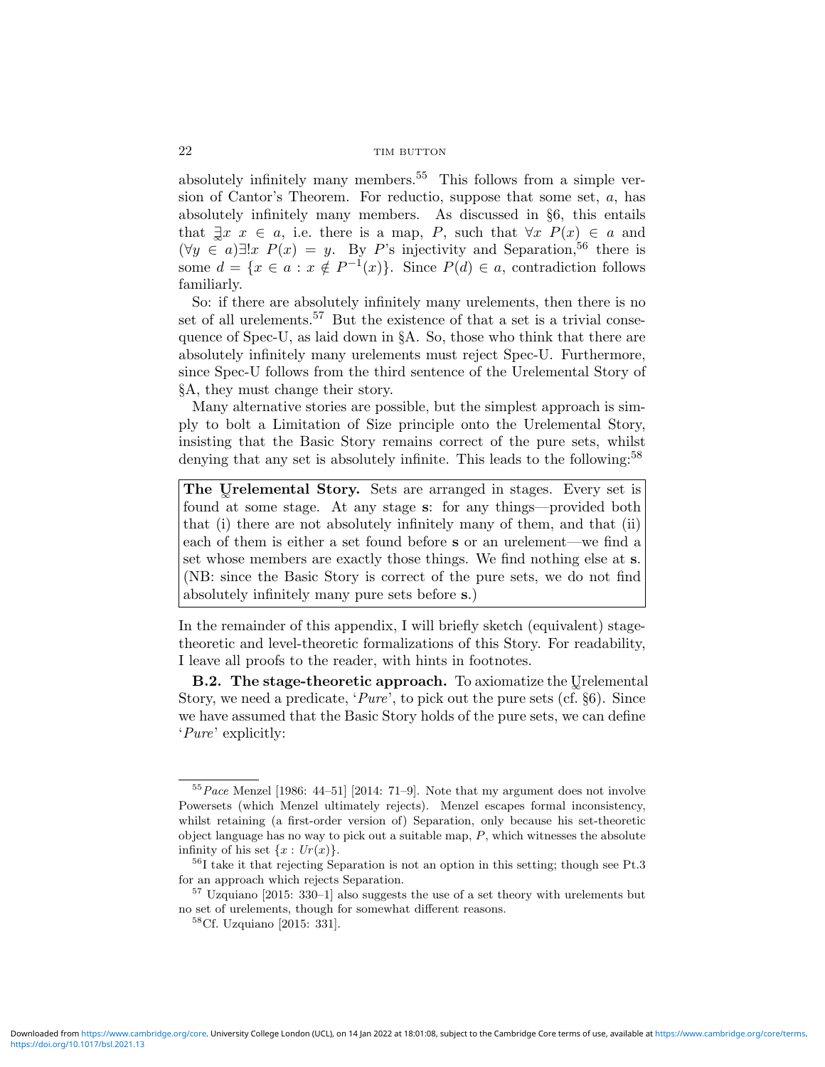absolutely infinitely many members.[55] This follows from a simple version of Cantor's Theorem. For reductio, suppose that some set, $a$, has absolutely infinitely many members. As discussed in §6, this entails that $\underset{\infty}{\exists} x\ x \in a$, i.e. there is a map, $P$, such that $\forall x\ P(x) \in a$ and $(\forall y \in a)\exists! x\ P(x) = y$. By $P$'s injectivity and Separation,[56] there is some $d = \{x \in a : x \notin P^{-1}(x)\}$. Since $P(d) \in a$, contradiction follows familiarly.

So: if there are absolutely infinitely many urelements, then there is no set of all urelements.[57] But the existence of that a set is a trivial consequence of Spec-U, as laid down in §A. So, those who think that there are absolutely infinitely many urelements must reject Spec-U. Furthermore, since Spec-U follows from the third sentence of the Urelemental Story of §A, they must change their story.

Many alternative stories are possible, but the simplest approach is simply to bolt a Limitation of Size principle onto the Urelemental Story, insisting that the Basic Story remains correct of the pure sets, whilst denying that any set is absolutely infinite. This leads to the following:[58]

> **The $\underset{\infty}{\text{U}}$relemental Story.** Sets are arranged in stages. Every set is found at some stage. At any stage **s**: for any things—provided both that (i) there are not absolutely infinitely many of them, and that (ii) each of them is either a set found before **s** or an urelement—we find a set whose members are exactly those things. We find nothing else at **s**. (NB: since the Basic Story is correct of the pure sets, we do not find absolutely infinitely many pure sets before **s**.)

In the remainder of this appendix, I will briefly sketch (equivalent) stage-theoretic and level-theoretic formalizations of this Story. For readability, I leave all proofs to the reader, with hints in footnotes.

**B.2. The stage-theoretic approach.** To axiomatize the $\underset{\infty}{\text{U}}$relemental Story, we need a predicate, '*Pure*', to pick out the pure sets (cf. §6). Since we have assumed that the Basic Story holds of the pure sets, we can define '*Pure*' explicitly:

---

[55] *Pace* Menzel [1986: 44–51] [2014: 71–9]. Note that my argument does not involve Powersets (which Menzel ultimately rejects). Menzel escapes formal inconsistency, whilst retaining (a first-order version of) Separation, only because his set-theoretic object language has no way to pick out a suitable map, $P$, which witnesses the absolute infinity of his set $\{x : Ur(x)\}$.

[56] I take it that rejecting Separation is not an option in this setting; though see Pt.3 for an approach which rejects Separation.

[57] Uzquiano [2015: 330–1] also suggests the use of a set theory with urelements but no set of urelements, though for somewhat different reasons.

[58] Cf. Uzquiano [2015: 331].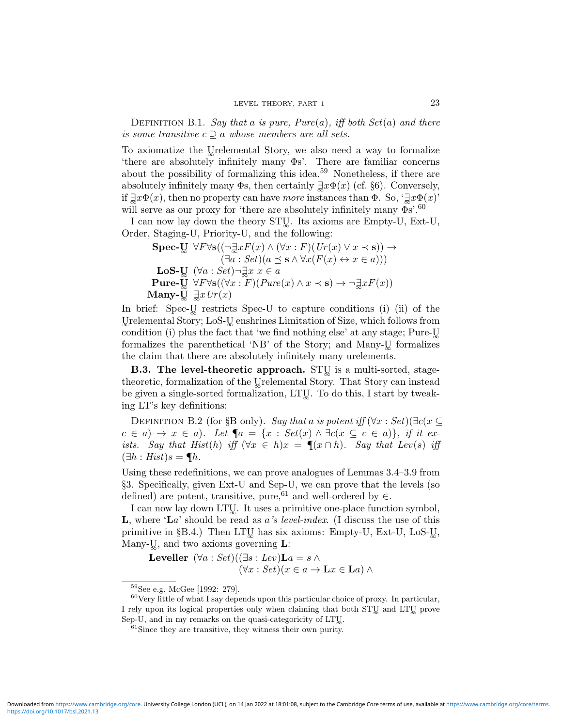Definition B.1. *Say that a is pure, Pure(a), iff both Set(a) and there is some transitive $c \supseteq a$ whose members are all sets.*

To axiomatize the $\underset{\infty}{\text{U}}$relemental Story, we also need a way to formalize 'there are absolutely infinitely many Φs'. There are familiar concerns about the possibility of formalizing this idea.[59] Nonetheless, if there are absolutely infinitely many Φs, then certainly $\underset{\infty}{\exists} x\Phi(x)$ (cf. §6). Conversely, if $\underset{\infty}{\exists} x\Phi(x)$, then no property can have *more* instances than Φ. So, '$\underset{\infty}{\exists} x\Phi(x)$' will serve as our proxy for 'there are absolutely infinitely many Φs'.[60]

I can now lay down the theory $\text{ST}\underset{\infty}{\text{U}}$. Its axioms are Empty-U, Ext-U, Order, Staging-U, Priority-U, and the following:

$$\textbf{Spec-}\underset{\infty}{\textbf{U}} \quad \forall F \forall \mathbf{s}((\neg \underset{\infty}{\exists} x F(x) \wedge (\forall x : F)(Ur(x) \vee x \prec \mathbf{s})) \rightarrow (\exists a : Set)(a \preceq \mathbf{s} \wedge \forall x(F(x) \leftrightarrow x \in a)))$$

$$\textbf{LoS-}\underset{\infty}{\textbf{U}} \quad (\forall a : Set)\neg \underset{\infty}{\exists} x\, x \in a$$

$$\textbf{Pure-}\underset{\infty}{\textbf{U}} \quad \forall F \forall \mathbf{s}((\forall x : F)(Pure(x) \wedge x \prec \mathbf{s}) \rightarrow \neg \underset{\infty}{\exists} x F(x))$$

$$\textbf{Many-}\underset{\infty}{\textbf{U}} \quad \underset{\infty}{\exists} x\, Ur(x)$$

In brief: Spec-$\underset{\infty}{\text{U}}$ restricts Spec-U to capture conditions (i)–(ii) of the $\underset{\infty}{\text{U}}$relemental Story; LoS-$\underset{\infty}{\text{U}}$ enshrines Limitation of Size, which follows from condition (i) plus the fact that 'we find nothing else' at any stage; Pure-$\underset{\infty}{\text{U}}$ formalizes the parenthetical 'NB' of the Story; and Many-$\underset{\infty}{\text{U}}$ formalizes the claim that there are absolutely infinitely many urelements.

**B.3. The level-theoretic approach.** $\text{ST}\underset{\infty}{\text{U}}$ is a multi-sorted, stage-theoretic, formalization of the $\underset{\infty}{\text{U}}$relemental Story. That Story can instead be given a single-sorted formalization, $\text{LT}\underset{\infty}{\text{U}}$. To do this, I start by tweaking LT's key definitions:

Definition B.2 (for §B only). *Say that a is potent iff $(\forall x : Set)(\exists c(x \subseteq c \in a) \rightarrow x \in a)$. Let $¶a = \{x : Set(x) \wedge \exists c(x \subseteq c \in a)\}$, if it exists. Say that $Hist(h)$ iff $(\forall x \in h)x = ¶(x \cap h)$. Say that $Lev(s)$ iff $(\exists h : Hist)s = ¶h$.*

Using these redefinitions, we can prove analogues of Lemmas 3.4–3.9 from §3. Specifically, given Ext-U and Sep-U, we can prove that the levels (so defined) are potent, transitive, pure,[61] and well-ordered by ∈.

I can now lay down $\text{LT}\underset{\infty}{\text{U}}$. It uses a primitive one-place function symbol, **L**, where '**L***a*' should be read as *a's level-index*. (I discuss the use of this primitive in §B.4.) Then $\text{LT}\underset{\infty}{\text{U}}$ has six axioms: Empty-U, Ext-U, LoS-$\underset{\infty}{\text{U}}$, Many-$\underset{\infty}{\text{U}}$, and two axioms governing **L**:

$$\textbf{Leveller} \quad (\forall a : Set)((\exists s : Lev)\mathbf{L}a = s \wedge (\forall x : Set)(x \in a \rightarrow \mathbf{L}x \in \mathbf{L}a) \wedge$$

---

[59] See e.g. McGee [1992: 279].

[60] Very little of what I say depends upon this particular choice of proxy. In particular, I rely upon its logical properties only when claiming that both $\text{ST}\underset{\infty}{\text{U}}$ and $\text{LT}\underset{\infty}{\text{U}}$ prove Sep-U, and in my remarks on the quasi-categoricity of $\text{LT}\underset{\infty}{\text{U}}$.

[61] Since they are transitive, they witness their own purity.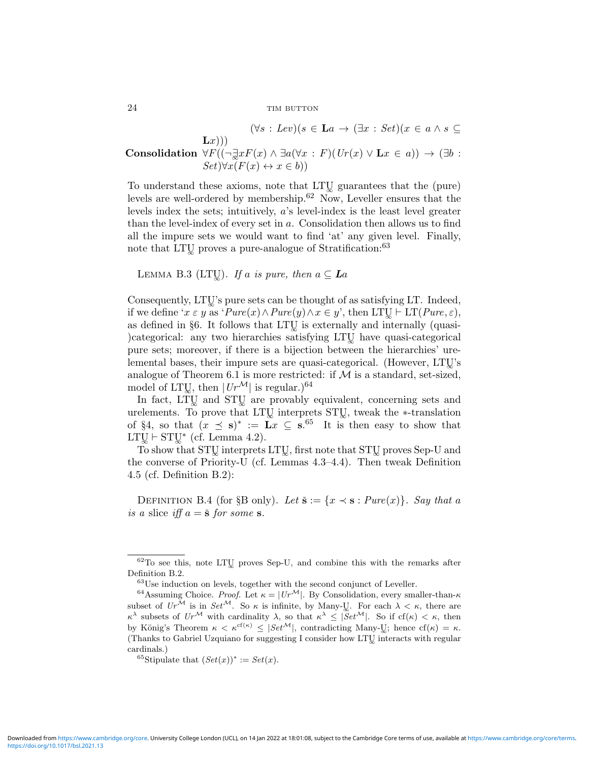$(\forall s : Lev)(s \in \mathbf{L}a \rightarrow (\exists x : Set)(x \in a \wedge s \subseteq \mathbf{L}x)))$

**Consolidation** $\forall F((\neg \underset{\infty}{\exists} x F(x) \wedge \exists a (\forall x : F)(Ur(x) \vee \mathbf{L}x \in a)) \rightarrow (\exists b : Set)\forall x(F(x) \leftrightarrow x \in b))$

To understand these axioms, note that $\mathrm{LT}\underset{\infty}{\mathrm{U}}$ guarantees that the (pure) levels are well-ordered by membership.[62] Now, Leveller ensures that the levels index the sets; intuitively, $a$'s level-index is the least level greater than the level-index of every set in $a$. Consolidation then allows us to find all the impure sets we would want to find 'at' any given level. Finally, note that $\mathrm{LT}\underset{\infty}{\mathrm{U}}$ proves a pure-analogue of Stratification:[63]

Lemma B.3 ($\mathrm{LT}\underset{\infty}{\mathrm{U}}$). *If $a$ is pure, then $a \subseteq \boldsymbol{L}a$*

Consequently, $\mathrm{LT}\underset{\infty}{\mathrm{U}}$'s pure sets can be thought of as satisfying LT. Indeed, if we define '$x \mathrel{\varepsilon} y$' as '$Pure(x) \wedge Pure(y) \wedge x \in y$', then $\mathrm{LT}\underset{\infty}{\mathrm{U}} \vdash \mathrm{LT}(Pure, \varepsilon)$, as defined in §6. It follows that $\mathrm{LT}\underset{\infty}{\mathrm{U}}$ is externally and internally (quasi-)categorical: any two hierarchies satisfying $\mathrm{LT}\underset{\infty}{\mathrm{U}}$ have quasi-categorical pure sets; moreover, if there is a bijection between the hierarchies' urelemental bases, their impure sets are quasi-categorical. (However, $\mathrm{LT}\underset{\infty}{\mathrm{U}}$'s analogue of Theorem 6.1 is more restricted: if $\mathcal{M}$ is a standard, set-sized, model of $\mathrm{LT}\underset{\infty}{\mathrm{U}}$, then $|Ur^{\mathcal{M}}|$ is regular.)[64]

In fact, $\mathrm{LT}\underset{\infty}{\mathrm{U}}$ and $\mathrm{ST}\underset{\infty}{\mathrm{U}}$ are provably equivalent, concerning sets and urelements. To prove that $\mathrm{LT}\underset{\infty}{\mathrm{U}}$ interprets $\mathrm{ST}\underset{\infty}{\mathrm{U}}$, tweak the $*$-translation of §4, so that $(x \preceq \mathbf{s})^* := \mathbf{L}x \subseteq \mathbf{s}$.[65] It is then easy to show that $\mathrm{LT}\underset{\infty}{\mathrm{U}} \vdash \mathrm{ST}\underset{\infty}{\mathrm{U}}^*$ (cf. Lemma 4.2).

To show that $\mathrm{ST}\underset{\infty}{\mathrm{U}}$ interprets $\mathrm{LT}\underset{\infty}{\mathrm{U}}$, first note that $\mathrm{ST}\underset{\infty}{\mathrm{U}}$ proves Sep-U and the converse of Priority-U (cf. Lemmas 4.3–4.4). Then tweak Definition 4.5 (cf. Definition B.2):

Definition B.4 (for §B only). *Let $\check{\mathbf{s}} := \{x \prec \mathbf{s} : Pure(x)\}$. Say that $a$ is a* slice *iff $a = \check{\mathbf{s}}$ for some $\mathbf{s}$.*

---

[62] To see this, note $\mathrm{LT}\underset{\infty}{\mathrm{U}}$ proves Sep-U, and combine this with the remarks after Definition B.2.

[63] Use induction on levels, together with the second conjunct of Leveller.

[64] Assuming Choice. *Proof.* Let $\kappa = |Ur^{\mathcal{M}}|$. By Consolidation, every smaller-than-$\kappa$ subset of $Ur^{\mathcal{M}}$ is in $Set^{\mathcal{M}}$. So $\kappa$ is infinite, by Many-$\underset{\infty}{\mathrm{U}}$. For each $\lambda < \kappa$, there are $\kappa^\lambda$ subsets of $Ur^{\mathcal{M}}$ with cardinality $\lambda$, so that $\kappa^\lambda \leq |Set^{\mathcal{M}}|$. So if $\mathrm{cf}(\kappa) < \kappa$, then by König's Theorem $\kappa < \kappa^{\mathrm{cf}(\kappa)} \leq |Set^{\mathcal{M}}|$, contradicting Many-$\underset{\infty}{\mathrm{U}}$; hence $\mathrm{cf}(\kappa) = \kappa$. (Thanks to Gabriel Uzquiano for suggesting I consider how $\mathrm{LT}\underset{\infty}{\mathrm{U}}$ interacts with regular cardinals.)

[65] Stipulate that $(Set(x))^* := Set(x)$.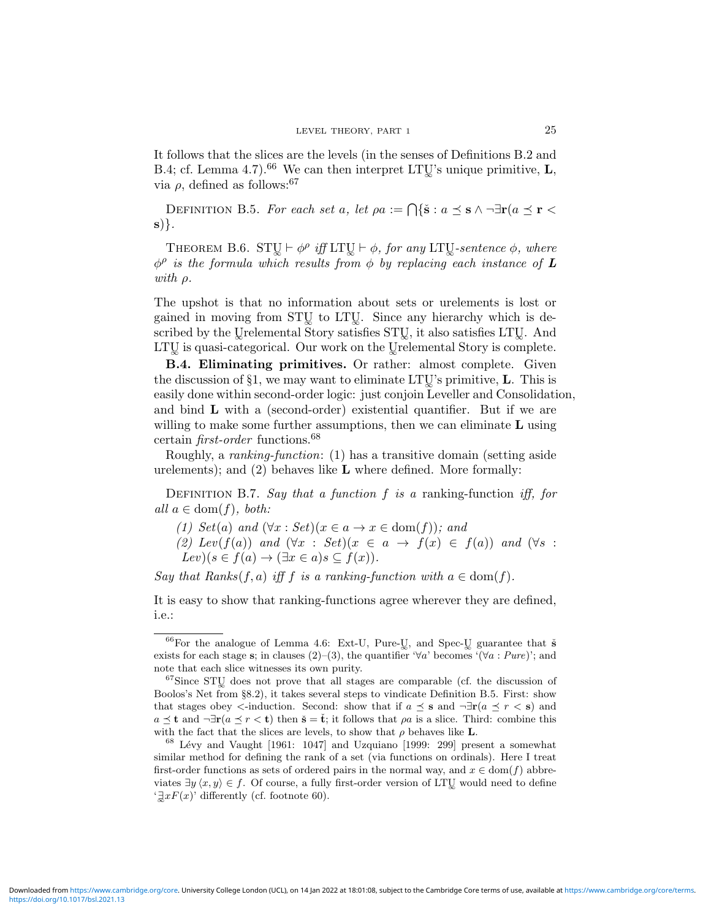It follows that the slices are the levels (in the senses of Definitions B.2 and B.4; cf. Lemma 4.7).[66] We can then interpret LT$\underset{\sim}{\text{U}}$'s unique primitive, **L**, via $\rho$, defined as follows:[67]

Definition B.5. *For each set $a$, let $\rho a := \bigcap\{\check{\mathbf{s}} : a \preceq \mathbf{s} \wedge \neg\exists \mathbf{r}(a \preceq \mathbf{r} < \mathbf{s})\}$.*

Theorem B.6. *ST$\underset{\sim}{\text{U}}$ $\vdash \phi^\rho$ iff LT$\underset{\sim}{\text{U}}$ $\vdash \phi$, for any LT$\underset{\sim}{\text{U}}$-sentence $\phi$, where $\phi^\rho$ is the formula which results from $\phi$ by replacing each instance of **L** with $\rho$.*

The upshot is that no information about sets or urelements is lost or gained in moving from ST$\underset{\sim}{\text{U}}$ to LT$\underset{\sim}{\text{U}}$. Since any hierarchy which is described by the $\underset{\sim}{\text{U}}$relemental Story satisfies ST$\underset{\sim}{\text{U}}$, it also satisfies LT$\underset{\sim}{\text{U}}$. And LT$\underset{\sim}{\text{U}}$ is quasi-categorical. Our work on the $\underset{\sim}{\text{U}}$relemental Story is complete.

**B.4. Eliminating primitives.** Or rather: almost complete. Given the discussion of §1, we may want to eliminate LT$\underset{\sim}{\text{U}}$'s primitive, **L**. This is easily done within second-order logic: just conjoin Leveller and Consolidation, and bind **L** with a (second-order) existential quantifier. But if we are willing to make some further assumptions, then we can eliminate **L** using certain *first-order* functions.[68]

Roughly, a *ranking-function*: (1) has a transitive domain (setting aside urelements); and (2) behaves like **L** where defined. More formally:

Definition B.7. *Say that a function $f$ is a* ranking-function *iff, for all $a \in \text{dom}(f)$, both:*

*(1) $Set(a)$ and $(\forall x : Set)(x \in a \rightarrow x \in \text{dom}(f))$; and*

*(2) $Lev(f(a))$ and $(\forall x : Set)(x \in a \rightarrow f(x) \in f(a))$ and $(\forall s : Lev)(s \in f(a) \rightarrow (\exists x \in a) s \subseteq f(x))$.*

*Say that $Ranks(f, a)$ iff $f$ is a ranking-function with $a \in \text{dom}(f)$.*

It is easy to show that ranking-functions agree wherever they are defined, i.e.:

---

[66] For the analogue of Lemma 4.6: Ext-U, Pure-$\underset{\sim}{\text{U}}$, and Spec-$\underset{\sim}{\text{U}}$ guarantee that $\check{\mathbf{s}}$ exists for each stage $\mathbf{s}$; in clauses (2)–(3), the quantifier '$\forall a$' becomes '$(\forall a : Pure)$'; and note that each slice witnesses its own purity.

[67] Since ST$\underset{\sim}{\text{U}}$ does not prove that all stages are comparable (cf. the discussion of Boolos's Net from §8.2), it takes several steps to vindicate Definition B.5. First: show that stages obey $<$-induction. Second: show that if $a \preceq \mathbf{s}$ and $\neg\exists \mathbf{r}(a \preceq r < \mathbf{s})$ and $a \preceq \mathbf{t}$ and $\neg\exists \mathbf{r}(a \preceq r < \mathbf{t})$ then $\check{\mathbf{s}} = \check{\mathbf{t}}$; it follows that $\rho a$ is a slice. Third: combine this with the fact that the slices are levels, to show that $\rho$ behaves like **L**.

[68] Lévy and Vaught [1961: 1047] and Uzquiano [1999: 299] present a somewhat similar method for defining the rank of a set (via functions on ordinals). Here I treat first-order functions as sets of ordered pairs in the normal way, and $x \in \text{dom}(f)$ abbreviates $\exists y \langle x, y\rangle \in f$. Of course, a fully first-order version of LT$\underset{\sim}{\text{U}}$ would need to define '$\underset{\sim}{\exists} x F(x)$' differently (cf. footnote 60).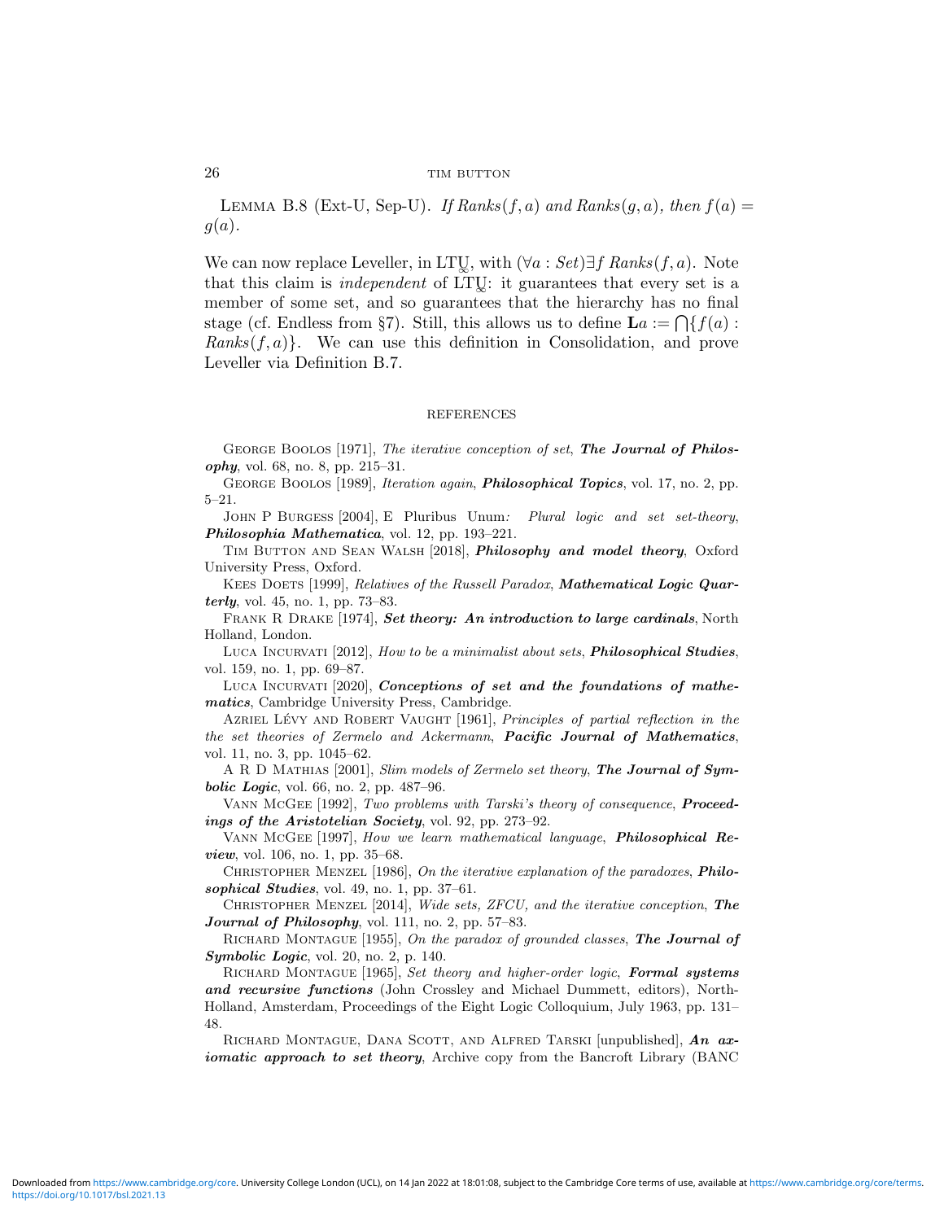LEMMA B.8 (Ext-U, Sep-U). *If $Ranks(f, a)$ and $Ranks(g, a)$, then $f(a) = g(a)$.*

We can now replace Leveller, in LT$\underset{\sim}{\text{U}}$, with $(\forall a : Set)\exists f\, Ranks(f, a)$. Note that this claim is *independent* of LT$\underset{\sim}{\text{U}}$: it guarantees that every set is a member of some set, and so guarantees that the hierarchy has no final stage (cf. Endless from §7). Still, this allows us to define $\mathbf{L}a := \bigcap\{f(a) : Ranks(f, a)\}$. We can use this definition in Consolidation, and prove Leveller via Definition B.7.

## REFERENCES

GEORGE BOOLOS [1971], *The iterative conception of set*, ***The Journal of Philosophy***, vol. 68, no. 8, pp. 215–31.

GEORGE BOOLOS [1989], *Iteration again*, ***Philosophical Topics***, vol. 17, no. 2, pp. 5–21.

JOHN P BURGESS [2004], E Pluribus Unum*: Plural logic and set set-theory*, ***Philosophia Mathematica***, vol. 12, pp. 193–221.

TIM BUTTON AND SEAN WALSH [2018], ***Philosophy and model theory***, Oxford University Press, Oxford.

KEES DOETS [1999], *Relatives of the Russell Paradox*, ***Mathematical Logic Quarterly***, vol. 45, no. 1, pp. 73–83.

FRANK R DRAKE [1974], ***Set theory: An introduction to large cardinals***, North Holland, London.

LUCA INCURVATI [2012], *How to be a minimalist about sets*, ***Philosophical Studies***, vol. 159, no. 1, pp. 69–87.

LUCA INCURVATI [2020], ***Conceptions of set and the foundations of mathematics***, Cambridge University Press, Cambridge.

AZRIEL LÉVY AND ROBERT VAUGHT [1961], *Principles of partial reflection in the the set theories of Zermelo and Ackermann*, ***Pacific Journal of Mathematics***, vol. 11, no. 3, pp. 1045–62.

A R D MATHIAS [2001], *Slim models of Zermelo set theory*, ***The Journal of Symbolic Logic***, vol. 66, no. 2, pp. 487–96.

VANN MCGEE [1992], *Two problems with Tarski's theory of consequence*, ***Proceedings of the Aristotelian Society***, vol. 92, pp. 273–92.

VANN MCGEE [1997], *How we learn mathematical language*, ***Philosophical Review***, vol. 106, no. 1, pp. 35–68.

CHRISTOPHER MENZEL [1986], *On the iterative explanation of the paradoxes*, ***Philosophical Studies***, vol. 49, no. 1, pp. 37–61.

CHRISTOPHER MENZEL [2014], *Wide sets, ZFCU, and the iterative conception*, ***The Journal of Philosophy***, vol. 111, no. 2, pp. 57–83.

RICHARD MONTAGUE [1955], *On the paradox of grounded classes*, ***The Journal of Symbolic Logic***, vol. 20, no. 2, p. 140.

RICHARD MONTAGUE [1965], *Set theory and higher-order logic*, ***Formal systems and recursive functions*** (John Crossley and Michael Dummett, editors), North-Holland, Amsterdam, Proceedings of the Eight Logic Colloquium, July 1963, pp. 131–48.

RICHARD MONTAGUE, DANA SCOTT, AND ALFRED TARSKI [unpublished], ***An axiomatic approach to set theory***, Archive copy from the Bancroft Library (BANC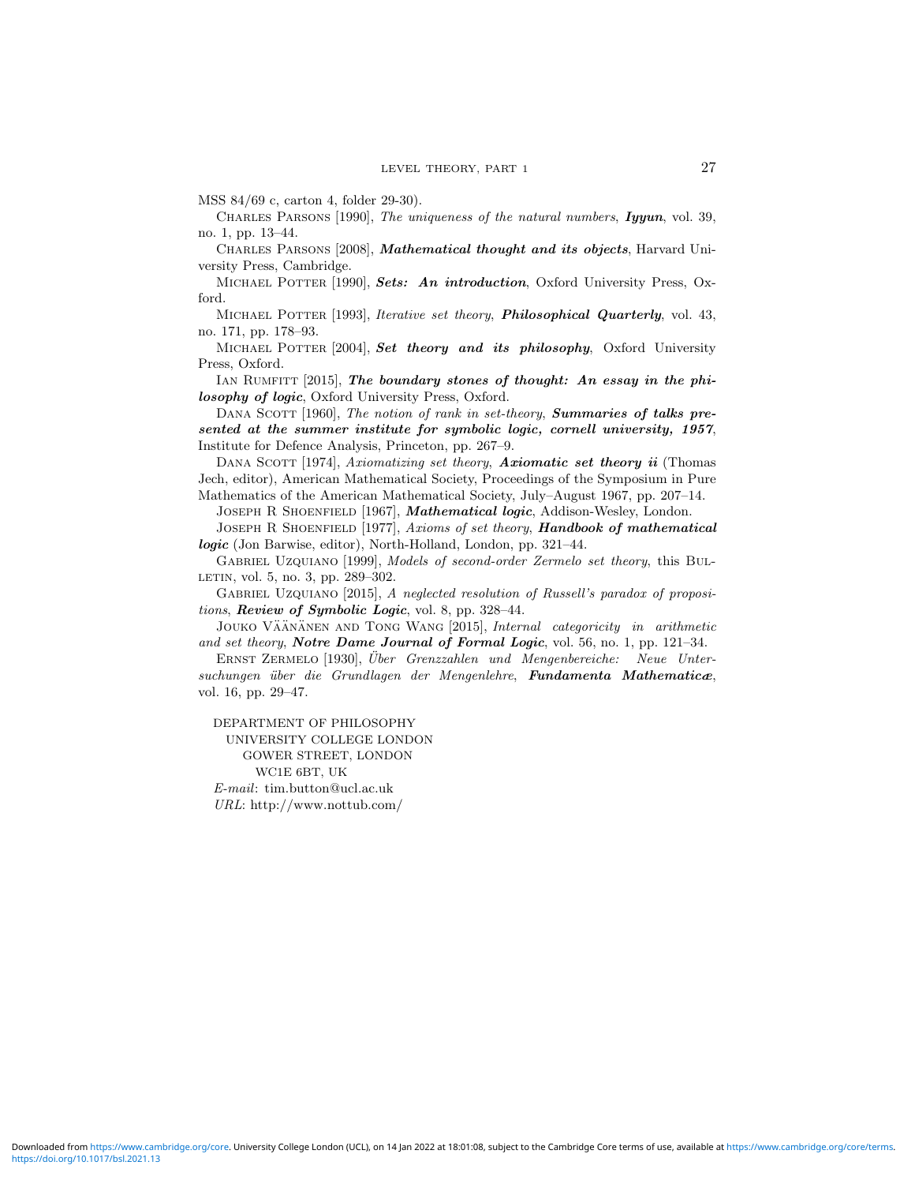MSS 84/69 c, carton 4, folder 29-30).

Charles Parsons [1990], *The uniqueness of the natural numbers*, ***Iyyun***, vol. 39, no. 1, pp. 13–44.

Charles Parsons [2008], ***Mathematical thought and its objects***, Harvard University Press, Cambridge.

Michael Potter [1990], ***Sets: An introduction***, Oxford University Press, Oxford.

Michael Potter [1993], *Iterative set theory*, ***Philosophical Quarterly***, vol. 43, no. 171, pp. 178–93.

Michael Potter [2004], ***Set theory and its philosophy***, Oxford University Press, Oxford.

Ian Rumfitt [2015], ***The boundary stones of thought: An essay in the philosophy of logic***, Oxford University Press, Oxford.

Dana Scott [1960], *The notion of rank in set-theory*, ***Summaries of talks presented at the summer institute for symbolic logic, cornell university, 1957***, Institute for Defence Analysis, Princeton, pp. 267–9.

Dana Scott [1974], *Axiomatizing set theory*, ***Axiomatic set theory ii*** (Thomas Jech, editor), American Mathematical Society, Proceedings of the Symposium in Pure Mathematics of the American Mathematical Society, July–August 1967, pp. 207–14.

Joseph R Shoenfield [1967], ***Mathematical logic***, Addison-Wesley, London.

Joseph R Shoenfield [1977], *Axioms of set theory*, ***Handbook of mathematical logic*** (Jon Barwise, editor), North-Holland, London, pp. 321–44.

Gabriel Uzquiano [1999], *Models of second-order Zermelo set theory*, this Bulletin, vol. 5, no. 3, pp. 289–302.

Gabriel Uzquiano [2015], *A neglected resolution of Russell's paradox of propositions*, ***Review of Symbolic Logic***, vol. 8, pp. 328–44.

Jouko Väänänen and Tong Wang [2015], *Internal categoricity in arithmetic and set theory*, ***Notre Dame Journal of Formal Logic***, vol. 56, no. 1, pp. 121–34.

Ernst Zermelo [1930], *Über Grenzzahlen und Mengenbereiche: Neue Untersuchungen über die Grundlagen der Mengenlehre*, ***Fundamenta Mathematicæ***, vol. 16, pp. 29–47.

DEPARTMENT OF PHILOSOPHY
UNIVERSITY COLLEGE LONDON
GOWER STREET, LONDON
WC1E 6BT, UK
*E-mail*: tim.button@ucl.ac.uk
*URL*: http://www.nottub.com/